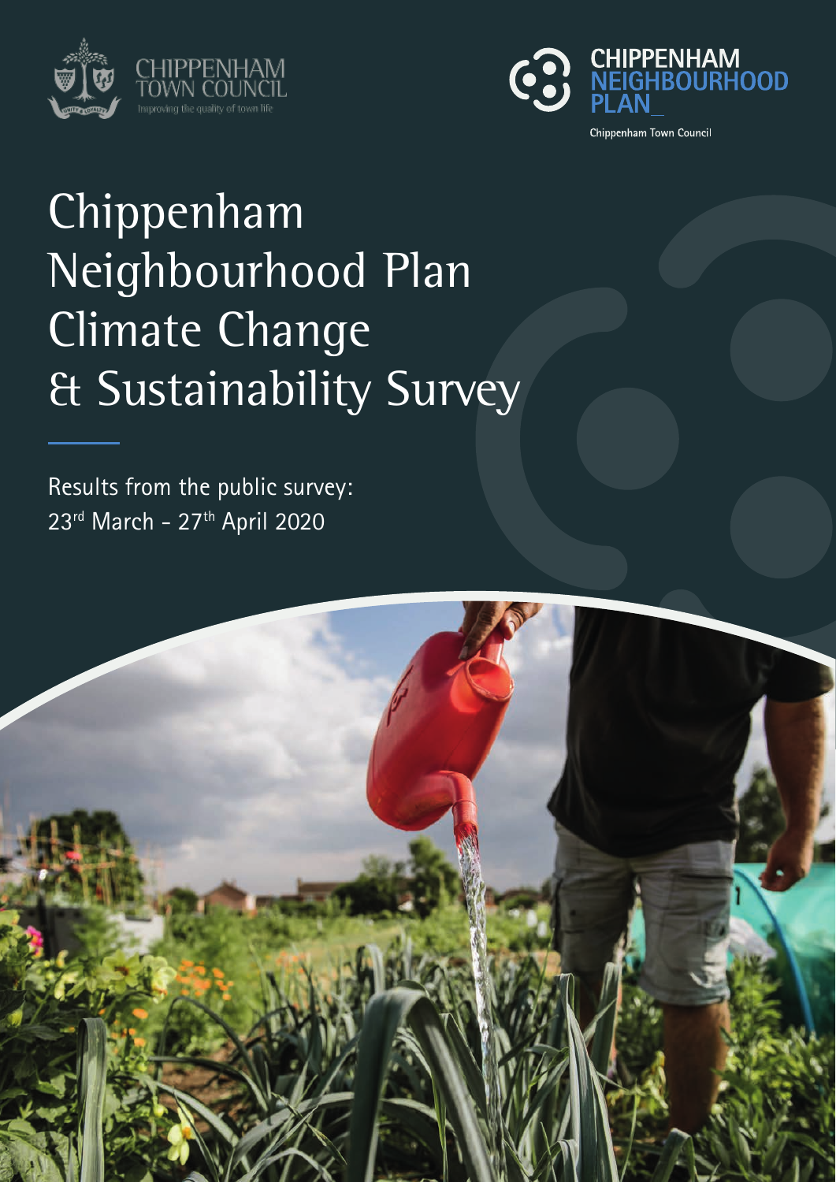CHIPPENHAM TOWN COUNCIL

Improving the quality of town life

CHIPPENHAM NEIGHBOURHOOD PLAN_

Chippenham Town Council

# Chippenham Neighbourhood Plan Climate Change & Sustainability Survey

Results from the public survey:
23rd March - 27th April 2020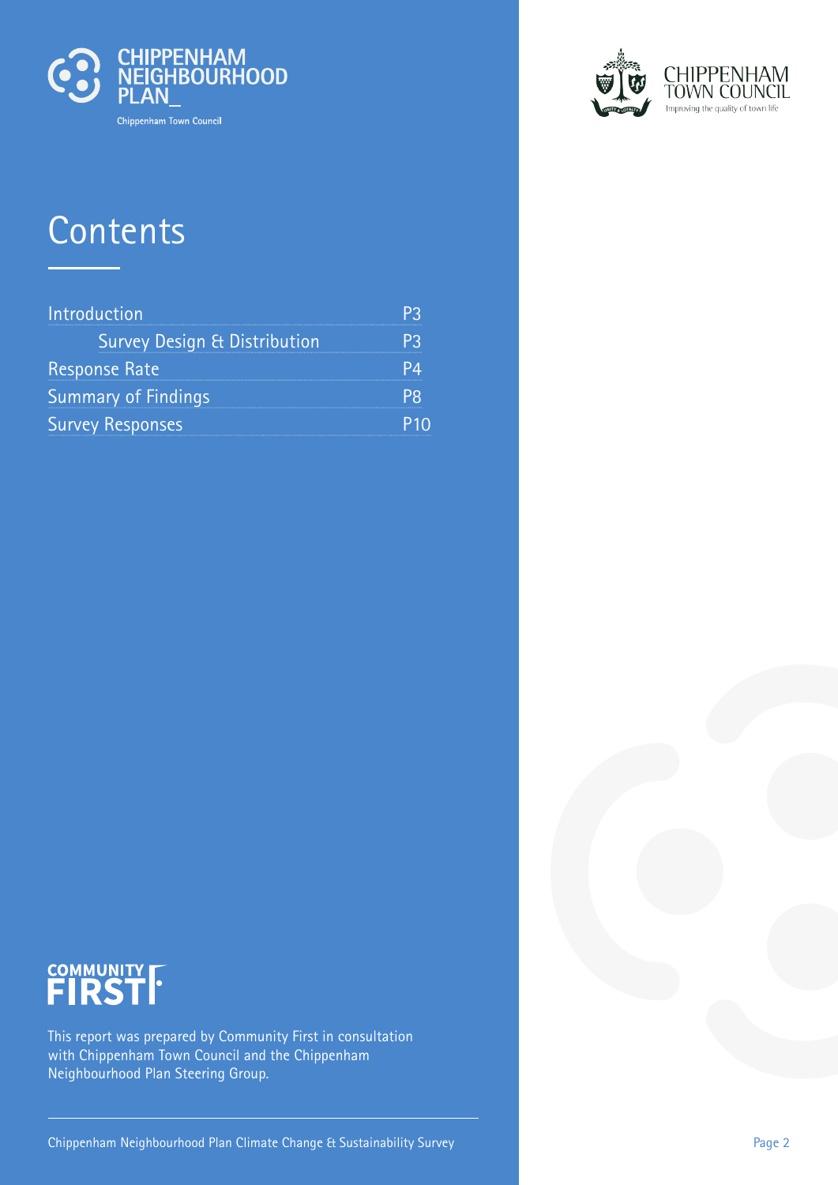# Contents

| | |
|---|---|
| Introduction | P3 |
| Survey Design & Distribution | P3 |
| Response Rate | P4 |
| Summary of Findings | P8 |
| Survey Responses | P10 |

This report was prepared by Community First in consultation with Chippenham Town Council and the Chippenham Neighbourhood Plan Steering Group.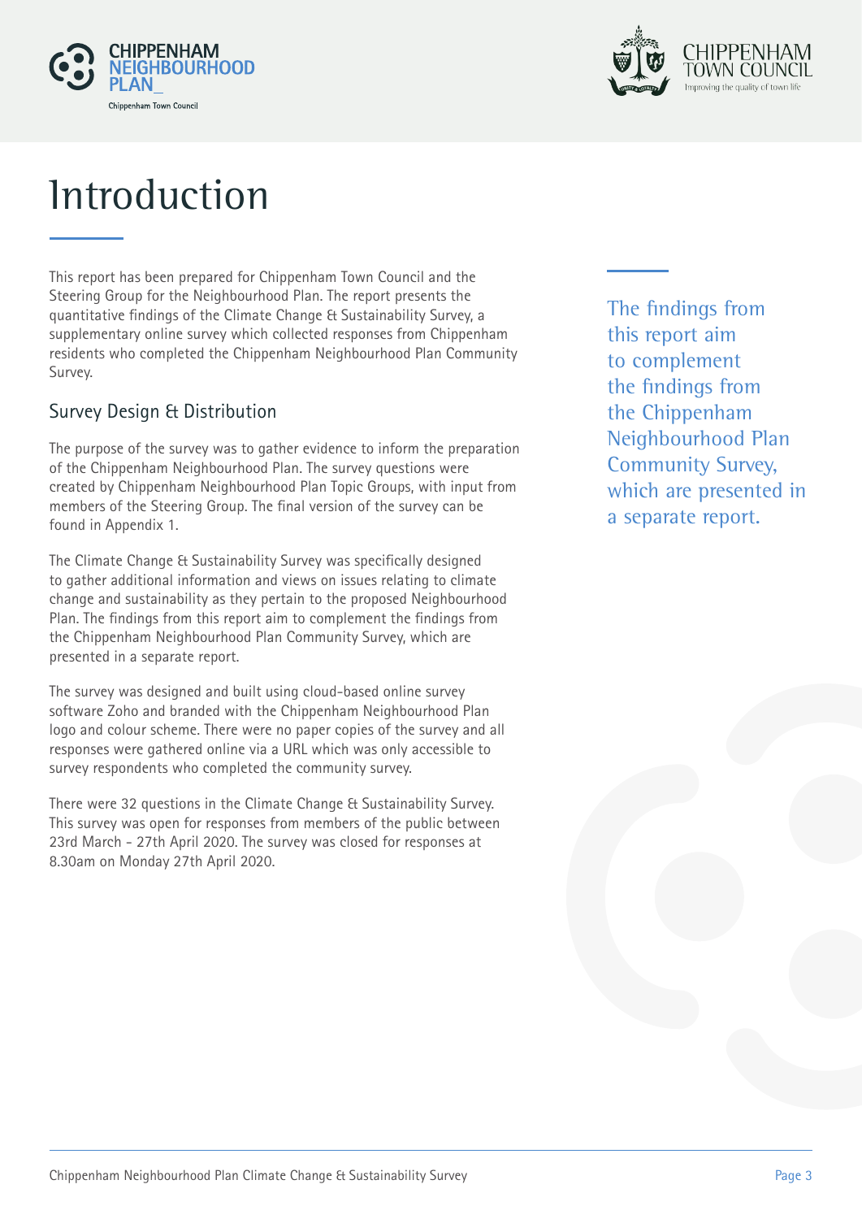# Introduction

This report has been prepared for Chippenham Town Council and the Steering Group for the Neighbourhood Plan. The report presents the quantitative findings of the Climate Change & Sustainability Survey, a supplementary online survey which collected responses from Chippenham residents who completed the Chippenham Neighbourhood Plan Community Survey.

## Survey Design & Distribution

The purpose of the survey was to gather evidence to inform the preparation of the Chippenham Neighbourhood Plan. The survey questions were created by Chippenham Neighbourhood Plan Topic Groups, with input from members of the Steering Group. The final version of the survey can be found in Appendix 1.

The Climate Change & Sustainability Survey was specifically designed to gather additional information and views on issues relating to climate change and sustainability as they pertain to the proposed Neighbourhood Plan. The findings from this report aim to complement the findings from the Chippenham Neighbourhood Plan Community Survey, which are presented in a separate report.

The survey was designed and built using cloud-based online survey software Zoho and branded with the Chippenham Neighbourhood Plan logo and colour scheme. There were no paper copies of the survey and all responses were gathered online via a URL which was only accessible to survey respondents who completed the community survey.

There were 32 questions in the Climate Change & Sustainability Survey. This survey was open for responses from members of the public between 23rd March - 27th April 2020. The survey was closed for responses at 8.30am on Monday 27th April 2020.

> The findings from this report aim to complement the findings from the Chippenham Neighbourhood Plan Community Survey, which are presented in a separate report.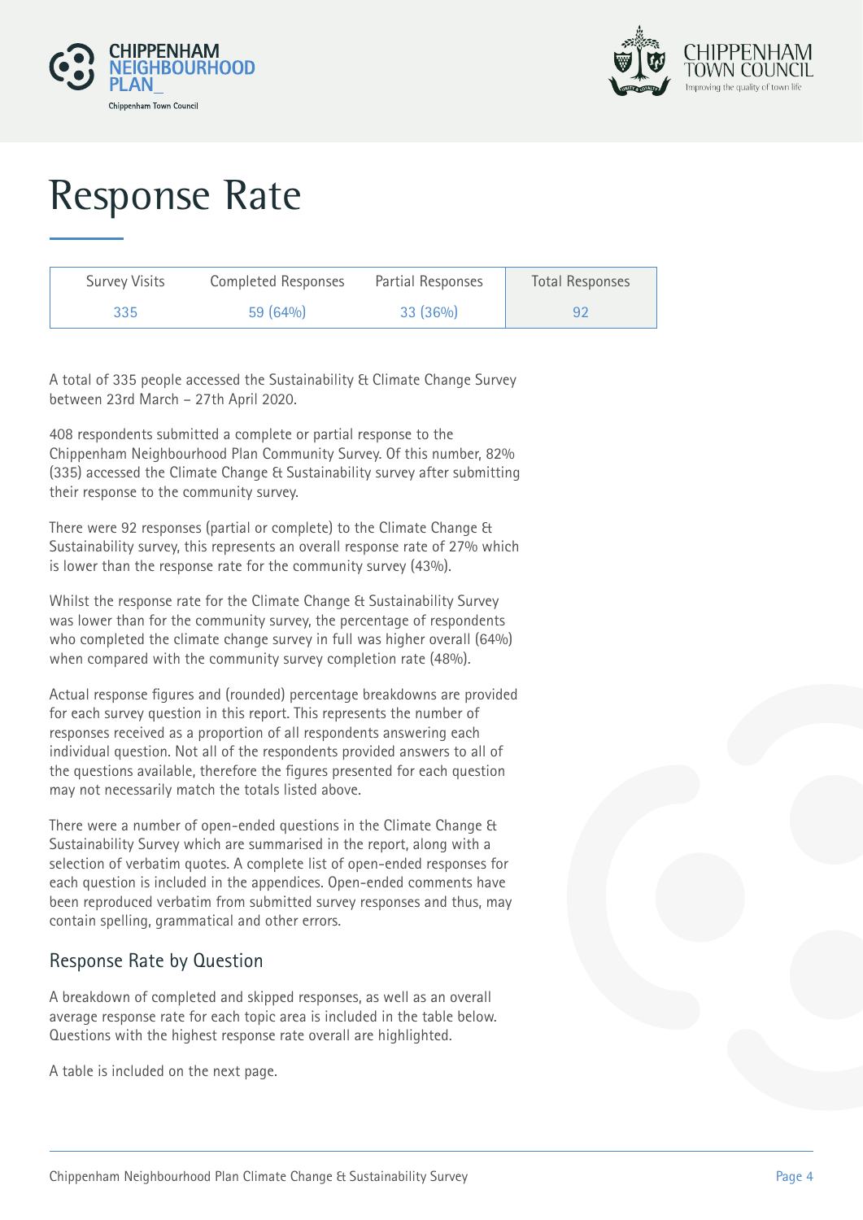# Response Rate

| Survey Visits | Completed Responses | Partial Responses | Total Responses |
|---|---|---|---|
| 335 | 59 (64%) | 33 (36%) | 92 |

A total of 335 people accessed the Sustainability & Climate Change Survey between 23rd March – 27th April 2020.

408 respondents submitted a complete or partial response to the Chippenham Neighbourhood Plan Community Survey. Of this number, 82% (335) accessed the Climate Change & Sustainability survey after submitting their response to the community survey.

There were 92 responses (partial or complete) to the Climate Change & Sustainability survey, this represents an overall response rate of 27% which is lower than the response rate for the community survey (43%).

Whilst the response rate for the Climate Change & Sustainability Survey was lower than for the community survey, the percentage of respondents who completed the climate change survey in full was higher overall (64%) when compared with the community survey completion rate (48%).

Actual response figures and (rounded) percentage breakdowns are provided for each survey question in this report. This represents the number of responses received as a proportion of all respondents answering each individual question. Not all of the respondents provided answers to all of the questions available, therefore the figures presented for each question may not necessarily match the totals listed above.

There were a number of open-ended questions in the Climate Change & Sustainability Survey which are summarised in the report, along with a selection of verbatim quotes. A complete list of open-ended responses for each question is included in the appendices. Open-ended comments have been reproduced verbatim from submitted survey responses and thus, may contain spelling, grammatical and other errors.

## Response Rate by Question

A breakdown of completed and skipped responses, as well as an overall average response rate for each topic area is included in the table below. Questions with the highest response rate overall are highlighted.

A table is included on the next page.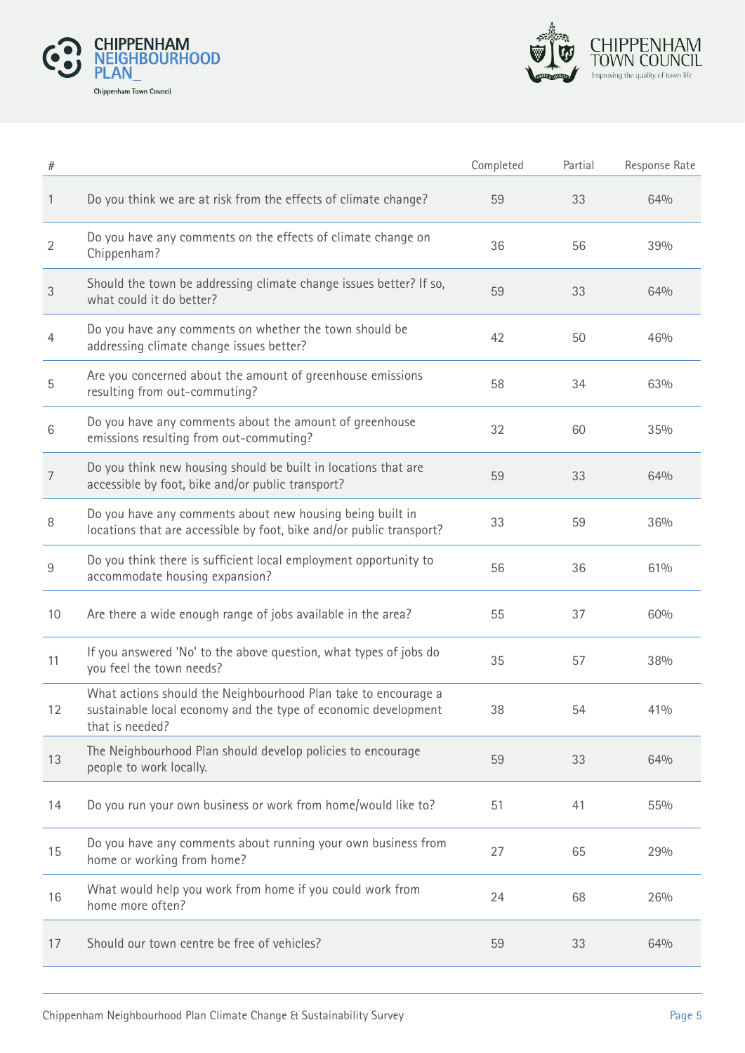| # | | Completed | Partial | Response Rate |
|---|---|---|---|---|
| 1 | Do you think we are at risk from the effects of climate change? | 59 | 33 | 64% |
| 2 | Do you have any comments on the effects of climate change on Chippenham? | 36 | 56 | 39% |
| 3 | Should the town be addressing climate change issues better? If so, what could it do better? | 59 | 33 | 64% |
| 4 | Do you have any comments on whether the town should be addressing climate change issues better? | 42 | 50 | 46% |
| 5 | Are you concerned about the amount of greenhouse emissions resulting from out-commuting? | 58 | 34 | 63% |
| 6 | Do you have any comments about the amount of greenhouse emissions resulting from out-commuting? | 32 | 60 | 35% |
| 7 | Do you think new housing should be built in locations that are accessible by foot, bike and/or public transport? | 59 | 33 | 64% |
| 8 | Do you have any comments about new housing being built in locations that are accessible by foot, bike and/or public transport? | 33 | 59 | 36% |
| 9 | Do you think there is sufficient local employment opportunity to accommodate housing expansion? | 56 | 36 | 61% |
| 10 | Are there a wide enough range of jobs available in the area? | 55 | 37 | 60% |
| 11 | If you answered 'No' to the above question, what types of jobs do you feel the town needs? | 35 | 57 | 38% |
| 12 | What actions should the Neighbourhood Plan take to encourage a sustainable local economy and the type of economic development that is needed? | 38 | 54 | 41% |
| 13 | The Neighbourhood Plan should develop policies to encourage people to work locally. | 59 | 33 | 64% |
| 14 | Do you run your own business or work from home/would like to? | 51 | 41 | 55% |
| 15 | Do you have any comments about running your own business from home or working from home? | 27 | 65 | 29% |
| 16 | What would help you work from home if you could work from home more often? | 24 | 68 | 26% |
| 17 | Should our town centre be free of vehicles? | 59 | 33 | 64% |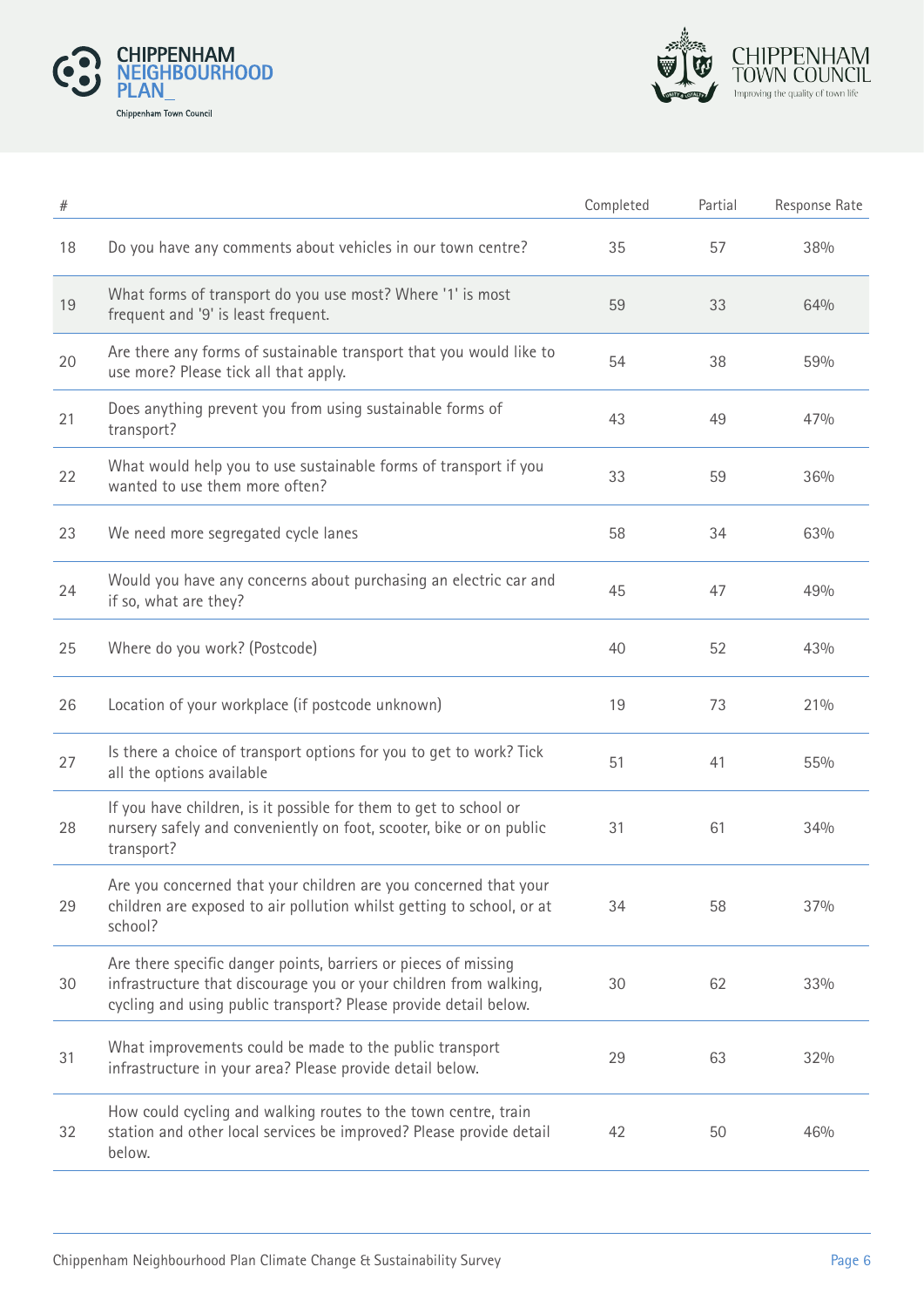| # | | Completed | Partial | Response Rate |
|---|---|---|---|---|
| 18 | Do you have any comments about vehicles in our town centre? | 35 | 57 | 38% |
| 19 | What forms of transport do you use most? Where '1' is most frequent and '9' is least frequent. | 59 | 33 | 64% |
| 20 | Are there any forms of sustainable transport that you would like to use more? Please tick all that apply. | 54 | 38 | 59% |
| 21 | Does anything prevent you from using sustainable forms of transport? | 43 | 49 | 47% |
| 22 | What would help you to use sustainable forms of transport if you wanted to use them more often? | 33 | 59 | 36% |
| 23 | We need more segregated cycle lanes | 58 | 34 | 63% |
| 24 | Would you have any concerns about purchasing an electric car and if so, what are they? | 45 | 47 | 49% |
| 25 | Where do you work? (Postcode) | 40 | 52 | 43% |
| 26 | Location of your workplace (if postcode unknown) | 19 | 73 | 21% |
| 27 | Is there a choice of transport options for you to get to work? Tick all the options available | 51 | 41 | 55% |
| 28 | If you have children, is it possible for them to get to school or nursery safely and conveniently on foot, scooter, bike or on public transport? | 31 | 61 | 34% |
| 29 | Are you concerned that your children are you concerned that your children are exposed to air pollution whilst getting to school, or at school? | 34 | 58 | 37% |
| 30 | Are there specific danger points, barriers or pieces of missing infrastructure that discourage you or your children from walking, cycling and using public transport? Please provide detail below. | 30 | 62 | 33% |
| 31 | What improvements could be made to the public transport infrastructure in your area? Please provide detail below. | 29 | 63 | 32% |
| 32 | How could cycling and walking routes to the town centre, train station and other local services be improved? Please provide detail below. | 42 | 50 | 46% |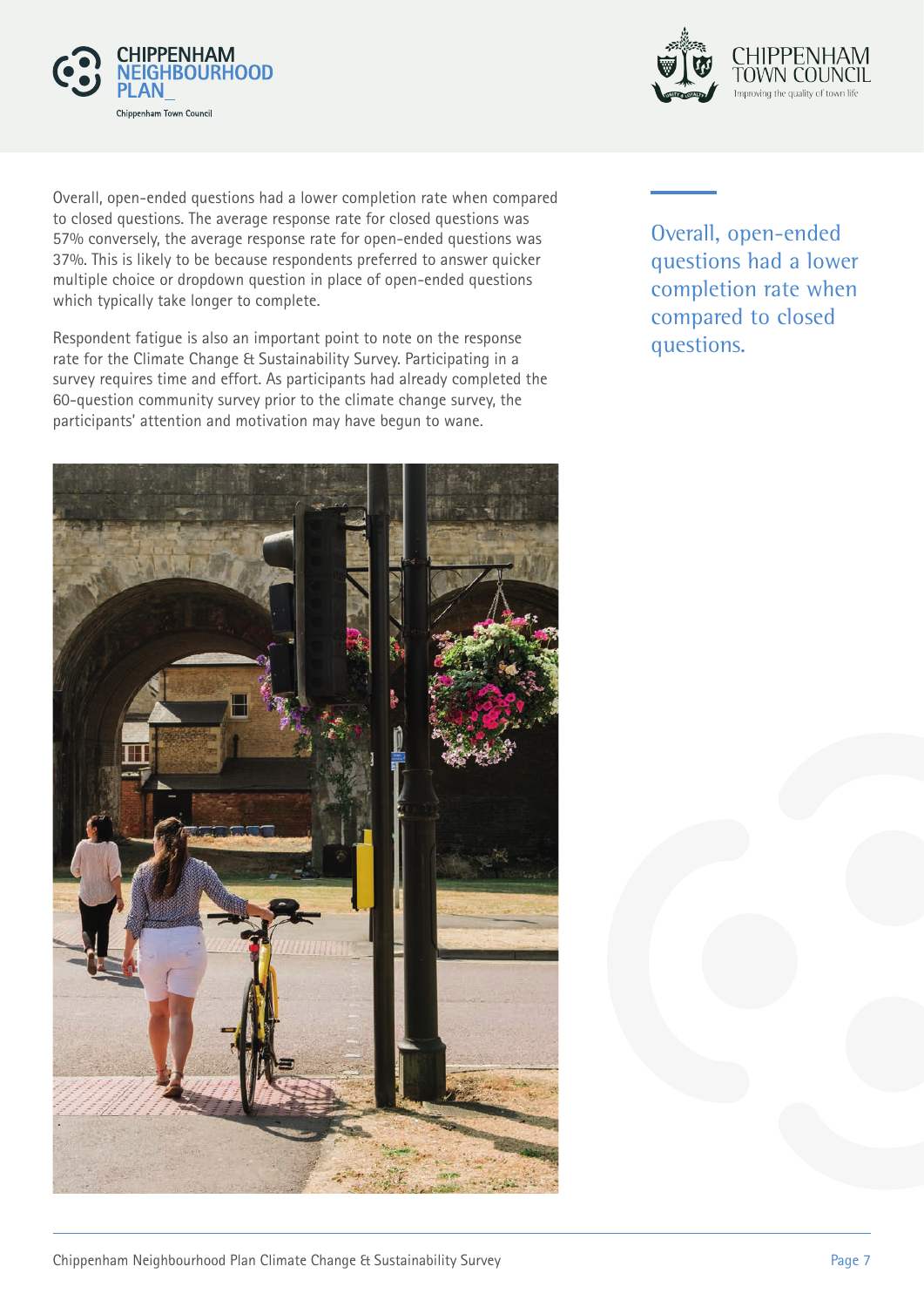Overall, open-ended questions had a lower completion rate when compared to closed questions. The average response rate for closed questions was 57% conversely, the average response rate for open-ended questions was 37%. This is likely to be because respondents preferred to answer quicker multiple choice or dropdown question in place of open-ended questions which typically take longer to complete.

Respondent fatigue is also an important point to note on the response rate for the Climate Change & Sustainability Survey. Participating in a survey requires time and effort. As participants had already completed the 60-question community survey prior to the climate change survey, the participants' attention and motivation may have begun to wane.

> Overall, open-ended questions had a lower completion rate when compared to closed questions.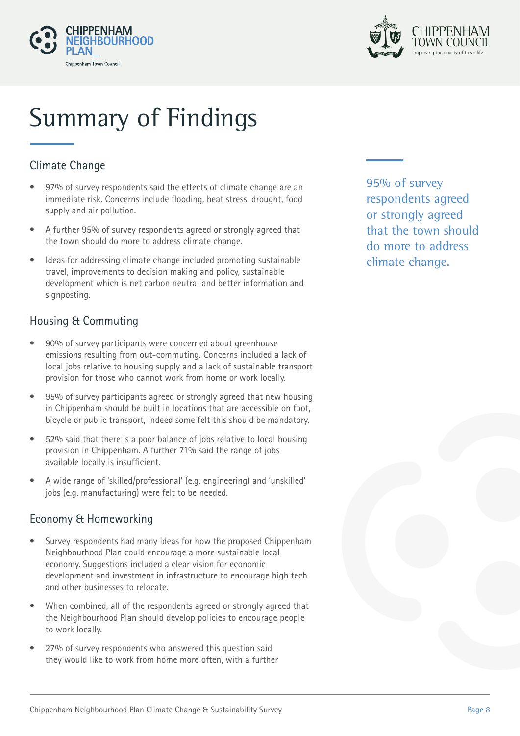# Summary of Findings

## Climate Change

- 97% of survey respondents said the effects of climate change are an immediate risk. Concerns include flooding, heat stress, drought, food supply and air pollution.
- A further 95% of survey respondents agreed or strongly agreed that the town should do more to address climate change.
- Ideas for addressing climate change included promoting sustainable travel, improvements to decision making and policy, sustainable development which is net carbon neutral and better information and signposting.

95% of survey respondents agreed or strongly agreed that the town should do more to address climate change.

## Housing & Commuting

- 90% of survey participants were concerned about greenhouse emissions resulting from out-commuting. Concerns included a lack of local jobs relative to housing supply and a lack of sustainable transport provision for those who cannot work from home or work locally.
- 95% of survey participants agreed or strongly agreed that new housing in Chippenham should be built in locations that are accessible on foot, bicycle or public transport, indeed some felt this should be mandatory.
- 52% said that there is a poor balance of jobs relative to local housing provision in Chippenham. A further 71% said the range of jobs available locally is insufficient.
- A wide range of 'skilled/professional' (e.g. engineering) and 'unskilled' jobs (e.g. manufacturing) were felt to be needed.

## Economy & Homeworking

- Survey respondents had many ideas for how the proposed Chippenham Neighbourhood Plan could encourage a more sustainable local economy. Suggestions included a clear vision for economic development and investment in infrastructure to encourage high tech and other businesses to relocate.
- When combined, all of the respondents agreed or strongly agreed that the Neighbourhood Plan should develop policies to encourage people to work locally.
- 27% of survey respondents who answered this question said they would like to work from home more often, with a further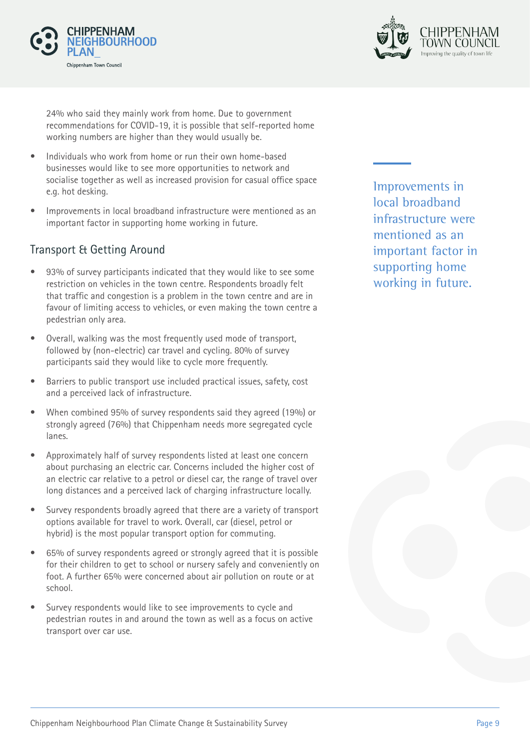24% who said they mainly work from home. Due to government recommendations for COVID-19, it is possible that self-reported home working numbers are higher than they would usually be.

- Individuals who work from home or run their own home-based businesses would like to see more opportunities to network and socialise together as well as increased provision for casual office space e.g. hot desking.
- Improvements in local broadband infrastructure were mentioned as an important factor in supporting home working in future.

## Transport & Getting Around

- 93% of survey participants indicated that they would like to see some restriction on vehicles in the town centre. Respondents broadly felt that traffic and congestion is a problem in the town centre and are in favour of limiting access to vehicles, or even making the town centre a pedestrian only area.
- Overall, walking was the most frequently used mode of transport, followed by (non-electric) car travel and cycling. 80% of survey participants said they would like to cycle more frequently.
- Barriers to public transport use included practical issues, safety, cost and a perceived lack of infrastructure.
- When combined 95% of survey respondents said they agreed (19%) or strongly agreed (76%) that Chippenham needs more segregated cycle lanes.
- Approximately half of survey respondents listed at least one concern about purchasing an electric car. Concerns included the higher cost of an electric car relative to a petrol or diesel car, the range of travel over long distances and a perceived lack of charging infrastructure locally.
- Survey respondents broadly agreed that there are a variety of transport options available for travel to work. Overall, car (diesel, petrol or hybrid) is the most popular transport option for commuting.
- 65% of survey respondents agreed or strongly agreed that it is possible for their children to get to school or nursery safely and conveniently on foot. A further 65% were concerned about air pollution on route or at school.
- Survey respondents would like to see improvements to cycle and pedestrian routes in and around the town as well as a focus on active transport over car use.

Improvements in local broadband infrastructure were mentioned as an important factor in supporting home working in future.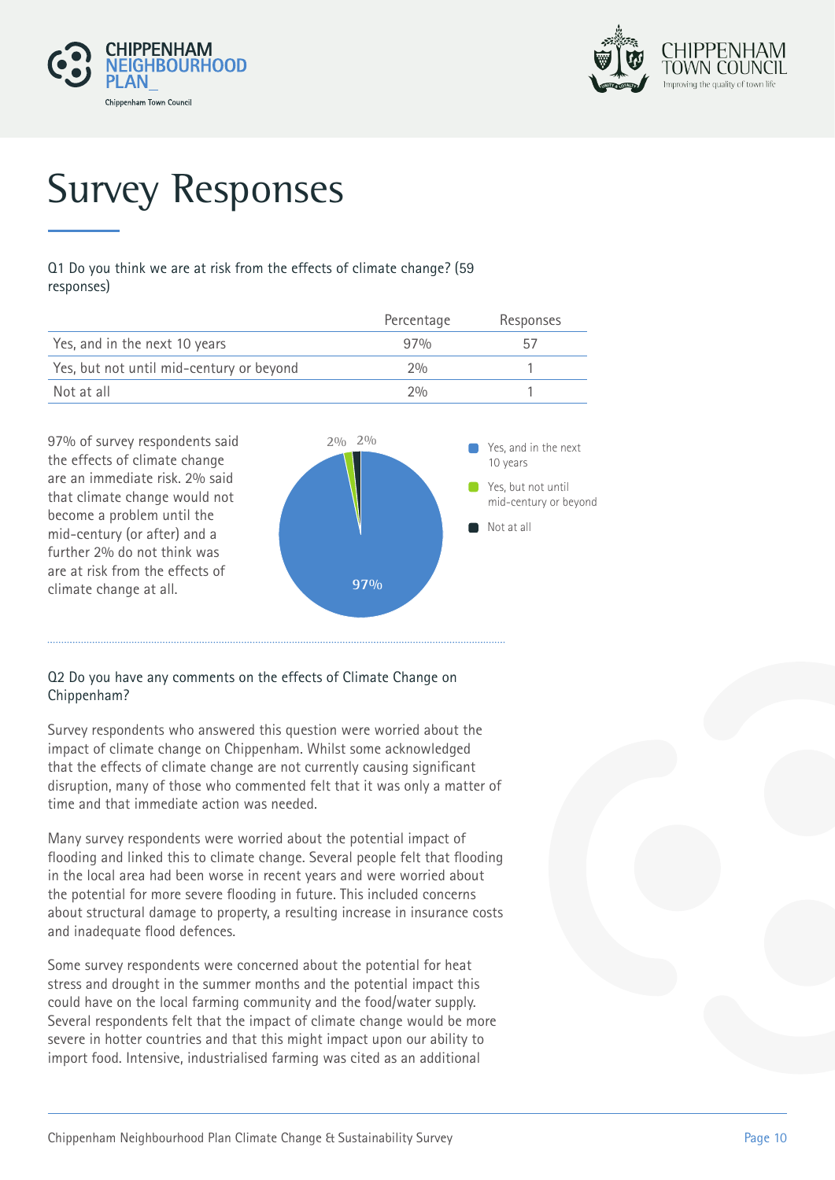# Survey Responses

Q1 Do you think we are at risk from the effects of climate change? (59 responses)

| | Percentage | Responses |
|---|---|---|
| Yes, and in the next 10 years | 97% | 57 |
| Yes, but not until mid-century or beyond | 2% | 1 |
| Not at all | 2% | 1 |

97% of survey respondents said the effects of climate change are an immediate risk. 2% said that climate change would not become a problem until the mid-century (or after) and a further 2% do not think was are at risk from the effects of climate change at all.

Q2 Do you have any comments on the effects of Climate Change on Chippenham?

Survey respondents who answered this question were worried about the impact of climate change on Chippenham. Whilst some acknowledged that the effects of climate change are not currently causing significant disruption, many of those who commented felt that it was only a matter of time and that immediate action was needed.

Many survey respondents were worried about the potential impact of flooding and linked this to climate change. Several people felt that flooding in the local area had been worse in recent years and were worried about the potential for more severe flooding in future. This included concerns about structural damage to property, a resulting increase in insurance costs and inadequate flood defences.

Some survey respondents were concerned about the potential for heat stress and drought in the summer months and the potential impact this could have on the local farming community and the food/water supply. Several respondents felt that the impact of climate change would be more severe in hotter countries and that this might impact upon our ability to import food. Intensive, industrialised farming was cited as an additional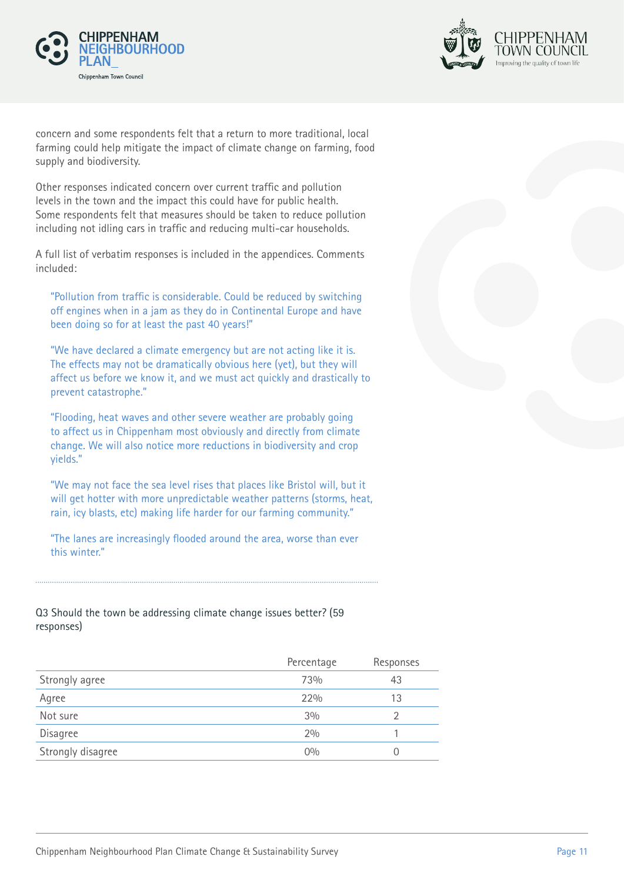concern and some respondents felt that a return to more traditional, local farming could help mitigate the impact of climate change on farming, food supply and biodiversity.

Other responses indicated concern over current traffic and pollution levels in the town and the impact this could have for public health. Some respondents felt that measures should be taken to reduce pollution including not idling cars in traffic and reducing multi-car households.

A full list of verbatim responses is included in the appendices. Comments included:

> "Pollution from traffic is considerable. Could be reduced by switching off engines when in a jam as they do in Continental Europe and have been doing so for at least the past 40 years!"

> "We have declared a climate emergency but are not acting like it is. The effects may not be dramatically obvious here (yet), but they will affect us before we know it, and we must act quickly and drastically to prevent catastrophe."

> "Flooding, heat waves and other severe weather are probably going to affect us in Chippenham most obviously and directly from climate change. We will also notice more reductions in biodiversity and crop yields."

> "We may not face the sea level rises that places like Bristol will, but it will get hotter with more unpredictable weather patterns (storms, heat, rain, icy blasts, etc) making life harder for our farming community."

> "The lanes are increasingly flooded around the area, worse than ever this winter."

---

Q3 Should the town be addressing climate change issues better? (59 responses)

| | Percentage | Responses |
|---|---|---|
| Strongly agree | 73% | 43 |
| Agree | 22% | 13 |
| Not sure | 3% | 2 |
| Disagree | 2% | 1 |
| Strongly disagree | 0% | 0 |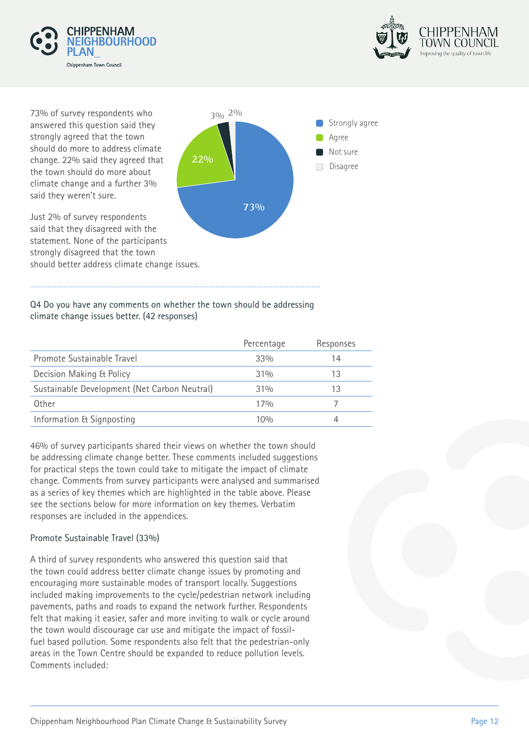73% of survey respondents who answered this question said they strongly agreed that the town should do more to address climate change. 22% said they agreed that the town should do more about climate change and a further 3% said they weren't sure.

Just 2% of survey respondents said that they disagreed with the statement. None of the participants strongly disagreed that the town should better address climate change issues.

- Strongly agree: 73%
- Agree: 22%
- Not sure: 3%
- Disagree: 2%

Q4 Do you have any comments on whether the town should be addressing climate change issues better. (42 responses)

| | Percentage | Responses |
|---|---|---|
| Promote Sustainable Travel | 33% | 14 |
| Decision Making & Policy | 31% | 13 |
| Sustainable Development (Net Carbon Neutral) | 31% | 13 |
| Other | 17% | 7 |
| Information & Signposting | 10% | 4 |

46% of survey participants shared their views on whether the town should be addressing climate change better. These comments included suggestions for practical steps the town could take to mitigate the impact of climate change. Comments from survey participants were analysed and summarised as a series of key themes which are highlighted in the table above. Please see the sections below for more information on key themes. Verbatim responses are included in the appendices.

### Promote Sustainable Travel (33%)

A third of survey respondents who answered this question said that the town could address better climate change issues by promoting and encouraging more sustainable modes of transport locally. Suggestions included making improvements to the cycle/pedestrian network including pavements, paths and roads to expand the network further. Respondents felt that making it easier, safer and more inviting to walk or cycle around the town would discourage car use and mitigate the impact of fossil-fuel based pollution. Some respondents also felt that the pedestrian-only areas in the Town Centre should be expanded to reduce pollution levels. Comments included: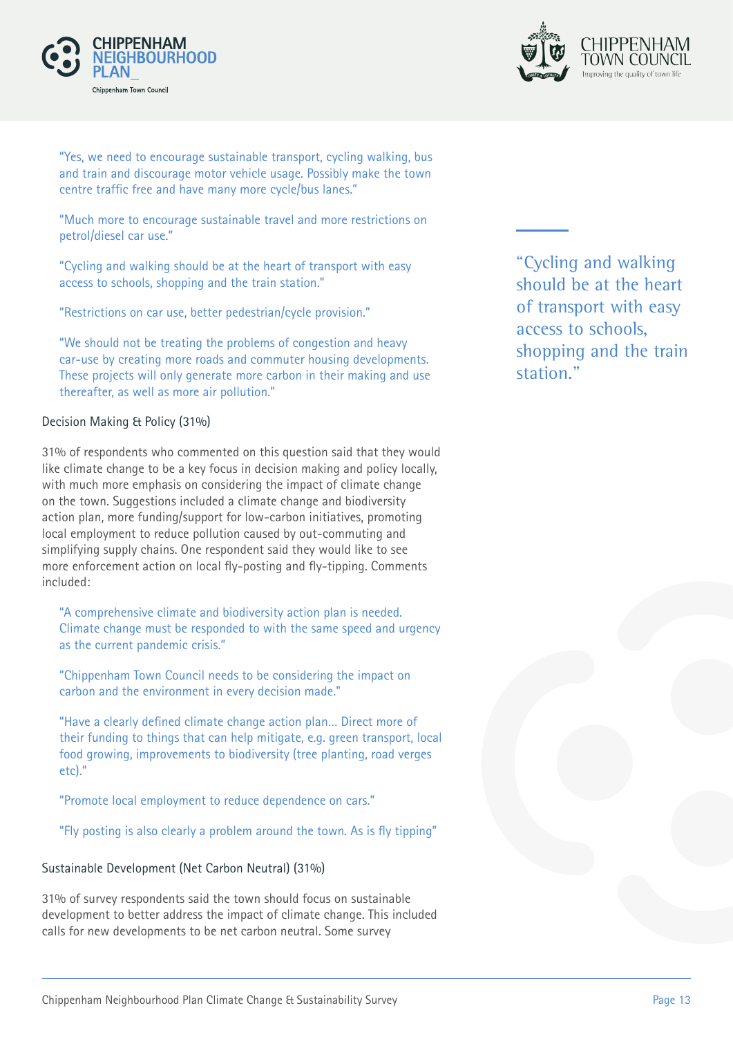"Yes, we need to encourage sustainable transport, cycling walking, bus and train and discourage motor vehicle usage. Possibly make the town centre traffic free and have many more cycle/bus lanes."

"Much more to encourage sustainable travel and more restrictions on petrol/diesel car use."

"Cycling and walking should be at the heart of transport with easy access to schools, shopping and the train station."

"Restrictions on car use, better pedestrian/cycle provision."

"We should not be treating the problems of congestion and heavy car-use by creating more roads and commuter housing developments. These projects will only generate more carbon in their making and use thereafter, as well as more air pollution."

> "Cycling and walking should be at the heart of transport with easy access to schools, shopping and the train station."

### Decision Making & Policy (31%)

31% of respondents who commented on this question said that they would like climate change to be a key focus in decision making and policy locally, with much more emphasis on considering the impact of climate change on the town. Suggestions included a climate change and biodiversity action plan, more funding/support for low-carbon initiatives, promoting local employment to reduce pollution caused by out-commuting and simplifying supply chains. One respondent said they would like to see more enforcement action on local fly-posting and fly-tipping. Comments included:

"A comprehensive climate and biodiversity action plan is needed. Climate change must be responded to with the same speed and urgency as the current pandemic crisis."

"Chippenham Town Council needs to be considering the impact on carbon and the environment in every decision made."

"Have a clearly defined climate change action plan... Direct more of their funding to things that can help mitigate, e.g. green transport, local food growing, improvements to biodiversity (tree planting, road verges etc)."

"Promote local employment to reduce dependence on cars."

"Fly posting is also clearly a problem around the town. As is fly tipping"

### Sustainable Development (Net Carbon Neutral) (31%)

31% of survey respondents said the town should focus on sustainable development to better address the impact of climate change. This included calls for new developments to be net carbon neutral. Some survey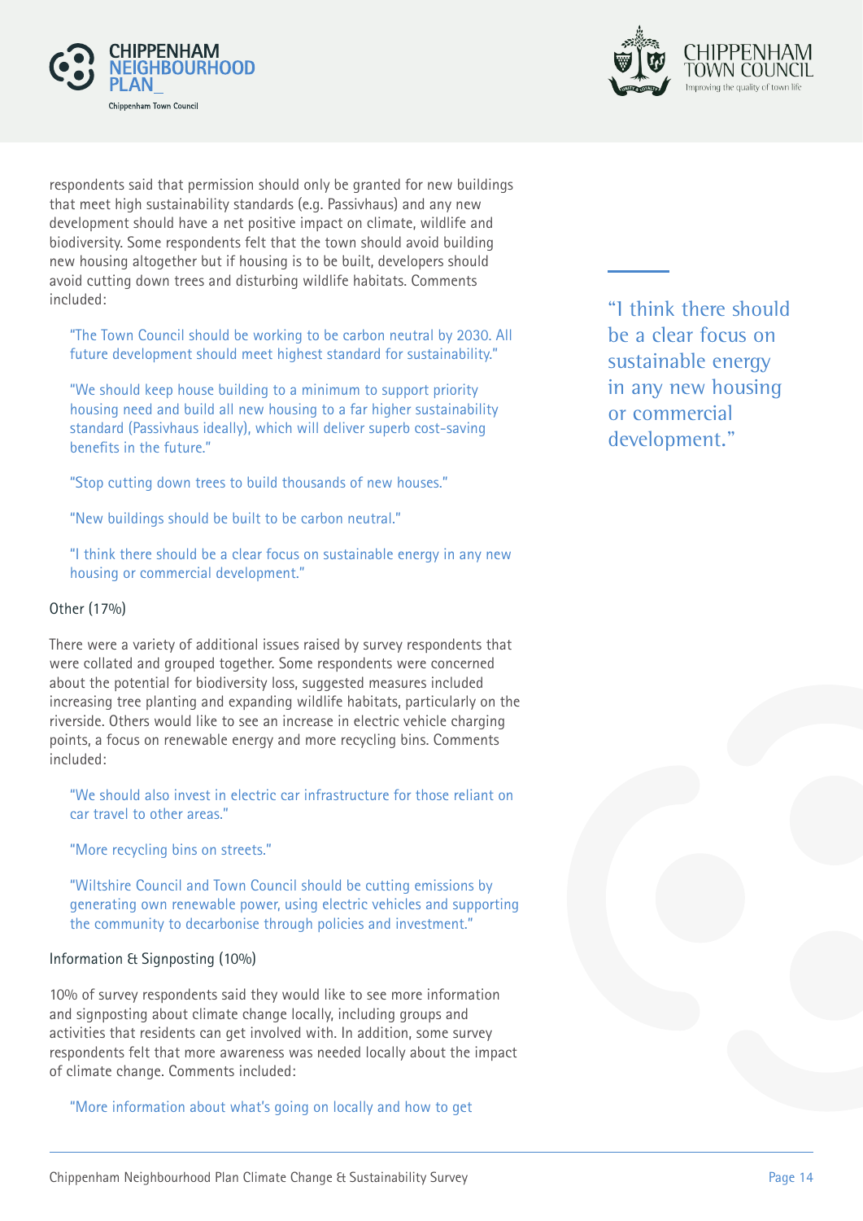respondents said that permission should only be granted for new buildings that meet high sustainability standards (e.g. Passivhaus) and any new development should have a net positive impact on climate, wildlife and biodiversity. Some respondents felt that the town should avoid building new housing altogether but if housing is to be built, developers should avoid cutting down trees and disturbing wildlife habitats. Comments included:

> "The Town Council should be working to be carbon neutral by 2030. All future development should meet highest standard for sustainability."

> "We should keep house building to a minimum to support priority housing need and build all new housing to a far higher sustainability standard (Passivhaus ideally), which will deliver superb cost-saving benefits in the future."

> "Stop cutting down trees to build thousands of new houses."

> "New buildings should be built to be carbon neutral."

> "I think there should be a clear focus on sustainable energy in any new housing or commercial development."

> "I think there should be a clear focus on sustainable energy in any new housing or commercial development."

### Other (17%)

There were a variety of additional issues raised by survey respondents that were collated and grouped together. Some respondents were concerned about the potential for biodiversity loss, suggested measures included increasing tree planting and expanding wildlife habitats, particularly on the riverside. Others would like to see an increase in electric vehicle charging points, a focus on renewable energy and more recycling bins. Comments included:

> "We should also invest in electric car infrastructure for those reliant on car travel to other areas."

> "More recycling bins on streets."

> "Wiltshire Council and Town Council should be cutting emissions by generating own renewable power, using electric vehicles and supporting the community to decarbonise through policies and investment."

### Information & Signposting (10%)

10% of survey respondents said they would like to see more information and signposting about climate change locally, including groups and activities that residents can get involved with. In addition, some survey respondents felt that more awareness was needed locally about the impact of climate change. Comments included:

> "More information about what's going on locally and how to get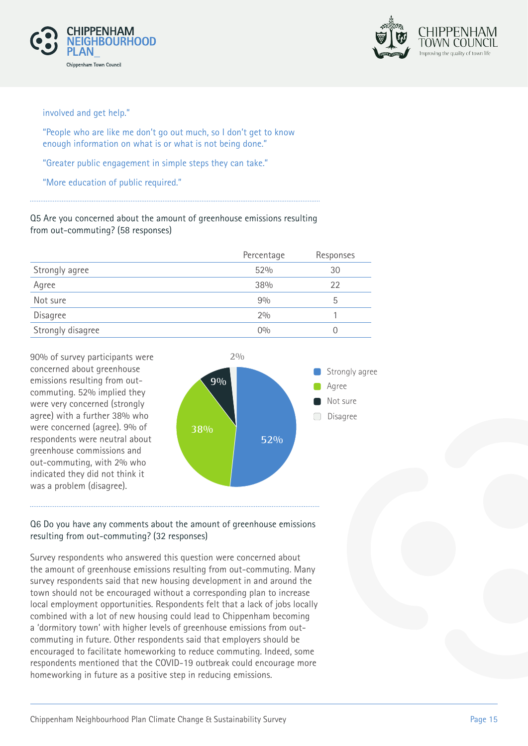involved and get help."

"People who are like me don't go out much, so I don't get to know enough information on what is or what is not being done."

"Greater public engagement in simple steps they can take."

"More education of public required."

Q5 Are you concerned about the amount of greenhouse emissions resulting from out-commuting? (58 responses)

| | Percentage | Responses |
|---|---|---|
| Strongly agree | 52% | 30 |
| Agree | 38% | 22 |
| Not sure | 9% | 5 |
| Disagree | 2% | 1 |
| Strongly disagree | 0% | 0 |

90% of survey participants were concerned about greenhouse emissions resulting from out-commuting. 52% implied they were very concerned (strongly agree) with a further 38% who were concerned (agree). 9% of respondents were neutral about greenhouse commissions and out-commuting, with 2% who indicated they did not think it was a problem (disagree).

Q6 Do you have any comments about the amount of greenhouse emissions resulting from out-commuting? (32 responses)

Survey respondents who answered this question were concerned about the amount of greenhouse emissions resulting from out-commuting. Many survey respondents said that new housing development in and around the town should not be encouraged without a corresponding plan to increase local employment opportunities. Respondents felt that a lack of jobs locally combined with a lot of new housing could lead to Chippenham becoming a 'dormitory town' with higher levels of greenhouse emissions from out-commuting in future. Other respondents said that employers should be encouraged to facilitate homeworking to reduce commuting. Indeed, some respondents mentioned that the COVID-19 outbreak could encourage more homeworking in future as a positive step in reducing emissions.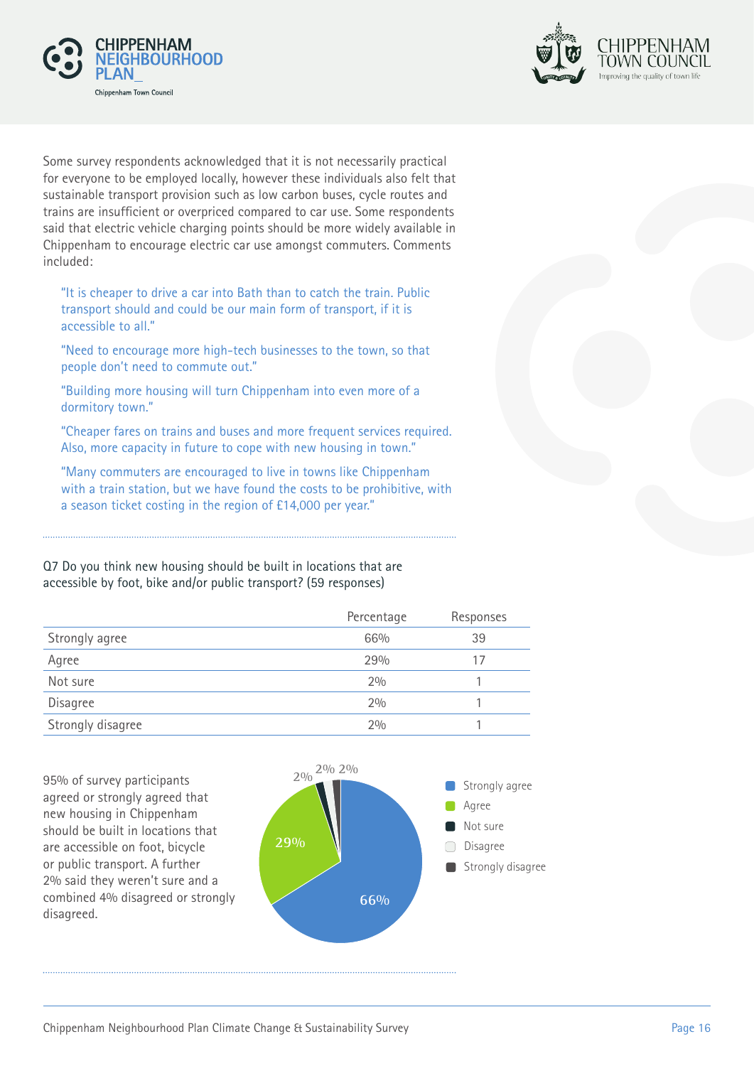Some survey respondents acknowledged that it is not necessarily practical for everyone to be employed locally, however these individuals also felt that sustainable transport provision such as low carbon buses, cycle routes and trains are insufficient or overpriced compared to car use. Some respondents said that electric vehicle charging points should be more widely available in Chippenham to encourage electric car use amongst commuters. Comments included:

> "It is cheaper to drive a car into Bath than to catch the train. Public transport should and could be our main form of transport, if it is accessible to all."

> "Need to encourage more high-tech businesses to the town, so that people don't need to commute out."

> "Building more housing will turn Chippenham into even more of a dormitory town."

> "Cheaper fares on trains and buses and more frequent services required. Also, more capacity in future to cope with new housing in town."

> "Many commuters are encouraged to live in towns like Chippenham with a train station, but we have found the costs to be prohibitive, with a season ticket costing in the region of £14,000 per year."

Q7 Do you think new housing should be built in locations that are accessible by foot, bike and/or public transport? (59 responses)

| | Percentage | Responses |
|---|---|---|
| Strongly agree | 66% | 39 |
| Agree | 29% | 17 |
| Not sure | 2% | 1 |
| Disagree | 2% | 1 |
| Strongly disagree | 2% | 1 |

95% of survey participants agreed or strongly agreed that new housing in Chippenham should be built in locations that are accessible on foot, bicycle or public transport. A further 2% said they weren't sure and a combined 4% disagreed or strongly disagreed.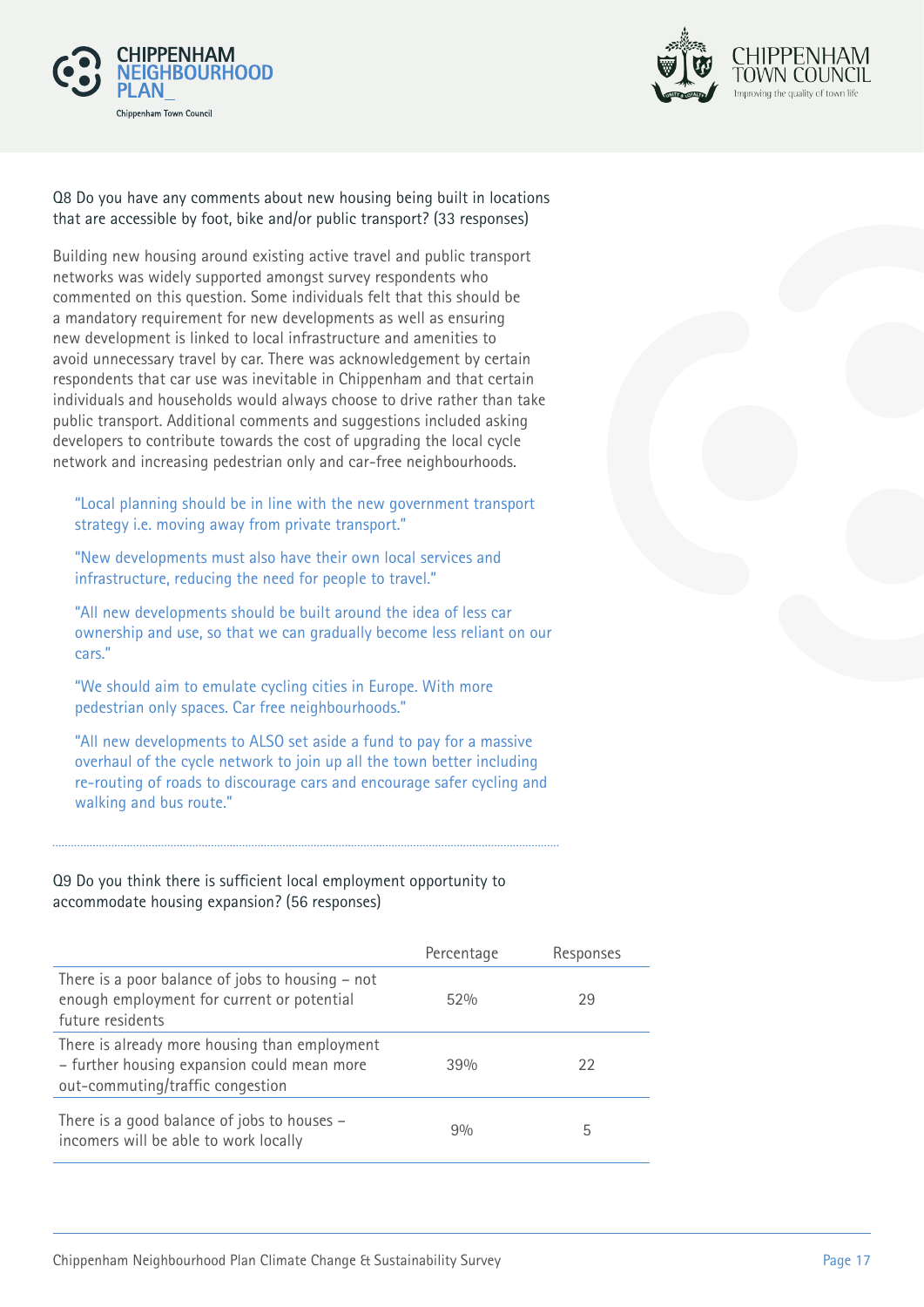Q8 Do you have any comments about new housing being built in locations that are accessible by foot, bike and/or public transport? (33 responses)

Building new housing around existing active travel and public transport networks was widely supported amongst survey respondents who commented on this question. Some individuals felt that this should be a mandatory requirement for new developments as well as ensuring new development is linked to local infrastructure and amenities to avoid unnecessary travel by car. There was acknowledgement by certain respondents that car use was inevitable in Chippenham and that certain individuals and households would always choose to drive rather than take public transport. Additional comments and suggestions included asking developers to contribute towards the cost of upgrading the local cycle network and increasing pedestrian only and car-free neighbourhoods.

> "Local planning should be in line with the new government transport strategy i.e. moving away from private transport."

> "New developments must also have their own local services and infrastructure, reducing the need for people to travel."

> "All new developments should be built around the idea of less car ownership and use, so that we can gradually become less reliant on our cars."

> "We should aim to emulate cycling cities in Europe. With more pedestrian only spaces. Car free neighbourhoods."

> "All new developments to ALSO set aside a fund to pay for a massive overhaul of the cycle network to join up all the town better including re-routing of roads to discourage cars and encourage safer cycling and walking and bus route."

---

Q9 Do you think there is sufficient local employment opportunity to accommodate housing expansion? (56 responses)

| | Percentage | Responses |
|---|---|---|
| There is a poor balance of jobs to housing – not enough employment for current or potential future residents | 52% | 29 |
| There is already more housing than employment – further housing expansion could mean more out-commuting/traffic congestion | 39% | 22 |
| There is a good balance of jobs to houses – incomers will be able to work locally | 9% | 5 |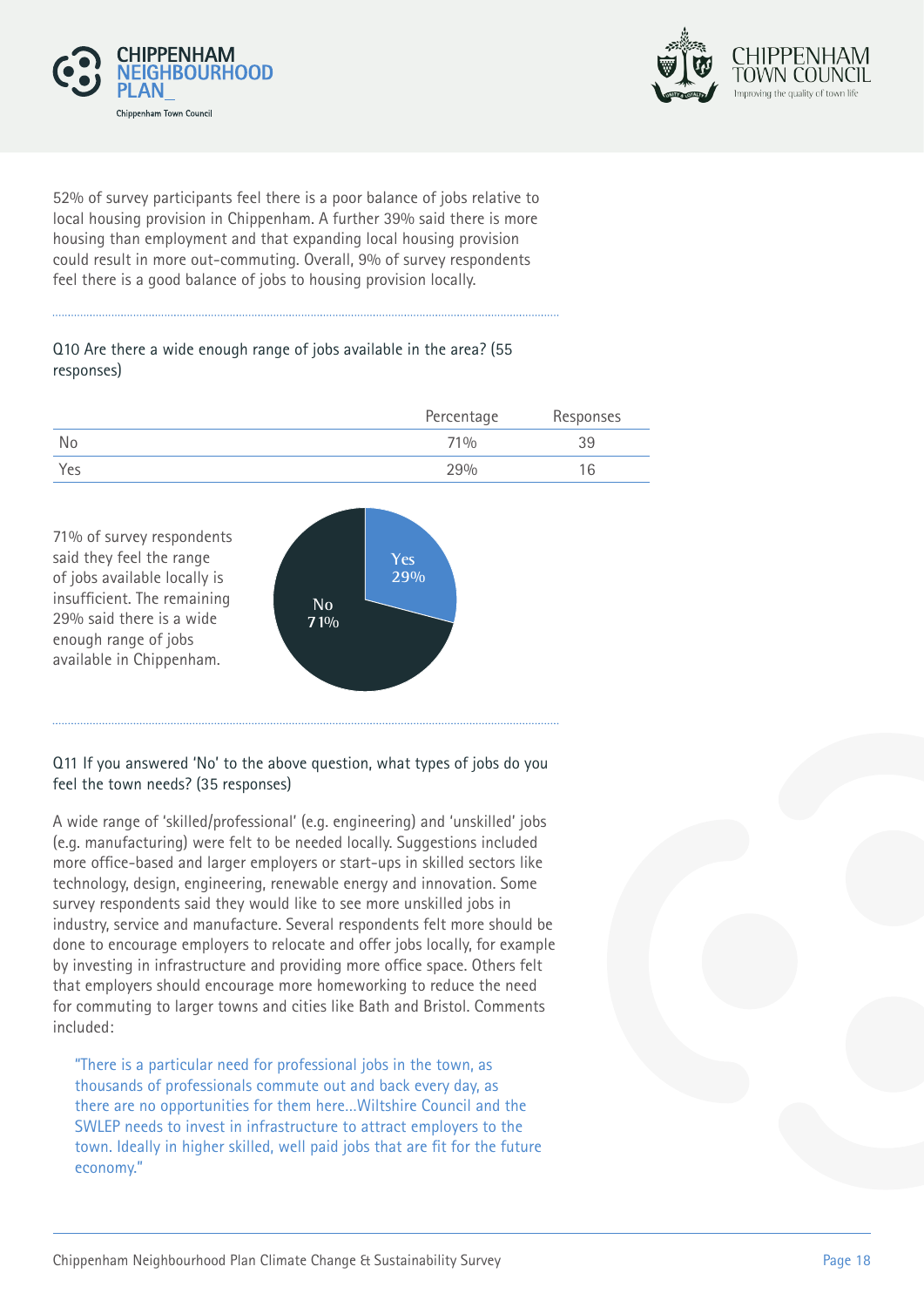52% of survey participants feel there is a poor balance of jobs relative to local housing provision in Chippenham. A further 39% said there is more housing than employment and that expanding local housing provision could result in more out-commuting. Overall, 9% of survey respondents feel there is a good balance of jobs to housing provision locally.

Q10 Are there a wide enough range of jobs available in the area? (55 responses)

| | Percentage | Responses |
|---|---|---|
| No | 71% | 39 |
| Yes | 29% | 16 |

71% of survey respondents said they feel the range of jobs available locally is insufficient. The remaining 29% said there is a wide enough range of jobs available in Chippenham.

Q11 If you answered 'No' to the above question, what types of jobs do you feel the town needs? (35 responses)

A wide range of 'skilled/professional' (e.g. engineering) and 'unskilled' jobs (e.g. manufacturing) were felt to be needed locally. Suggestions included more office-based and larger employers or start-ups in skilled sectors like technology, design, engineering, renewable energy and innovation. Some survey respondents said they would like to see more unskilled jobs in industry, service and manufacture. Several respondents felt more should be done to encourage employers to relocate and offer jobs locally, for example by investing in infrastructure and providing more office space. Others felt that employers should encourage more homeworking to reduce the need for commuting to larger towns and cities like Bath and Bristol. Comments included:

> "There is a particular need for professional jobs in the town, as thousands of professionals commute out and back every day, as there are no opportunities for them here...Wiltshire Council and the SWLEP needs to invest in infrastructure to attract employers to the town. Ideally in higher skilled, well paid jobs that are fit for the future economy."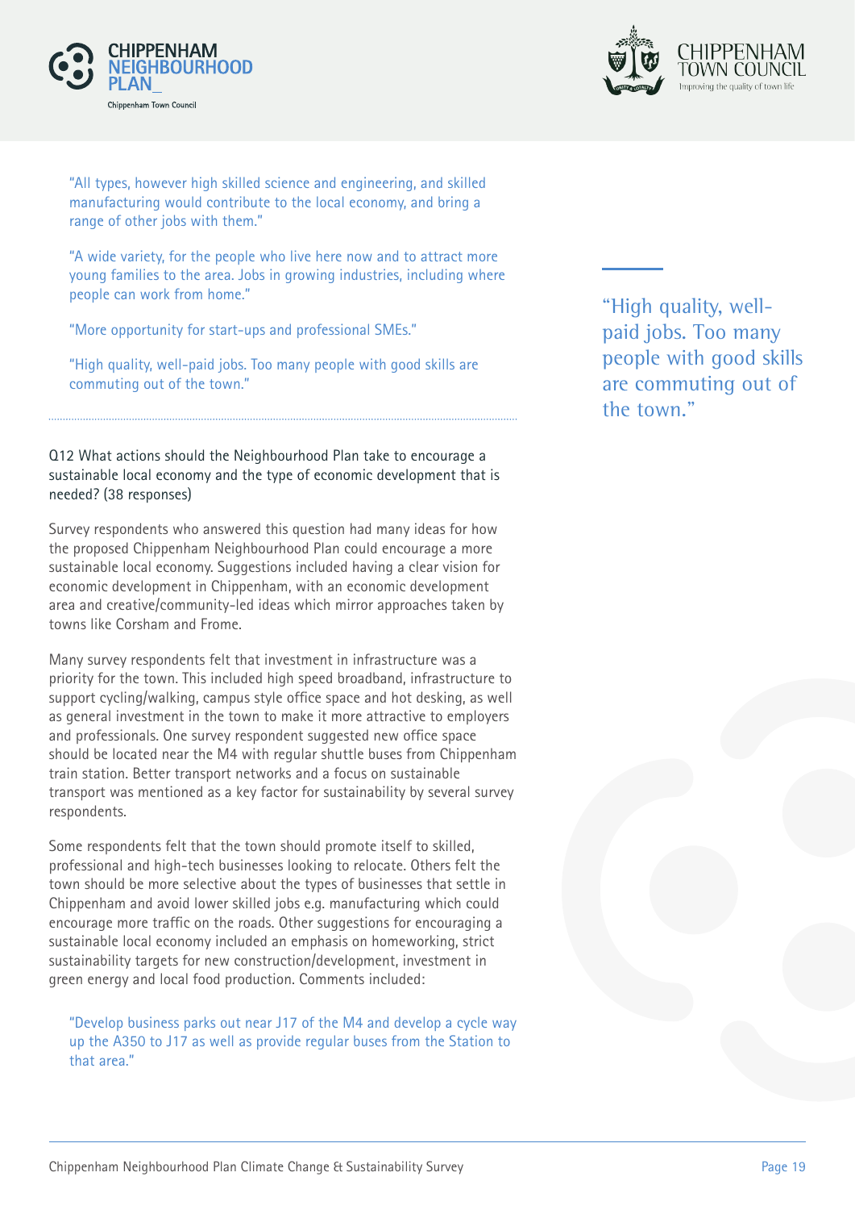> "All types, however high skilled science and engineering, and skilled manufacturing would contribute to the local economy, and bring a range of other jobs with them."

> "A wide variety, for the people who live here now and to attract more young families to the area. Jobs in growing industries, including where people can work from home."

> "More opportunity for start-ups and professional SMEs."

> "High quality, well-paid jobs. Too many people with good skills are commuting out of the town."

---

Q12 What actions should the Neighbourhood Plan take to encourage a sustainable local economy and the type of economic development that is needed? (38 responses)

Survey respondents who answered this question had many ideas for how the proposed Chippenham Neighbourhood Plan could encourage a more sustainable local economy. Suggestions included having a clear vision for economic development in Chippenham, with an economic development area and creative/community-led ideas which mirror approaches taken by towns like Corsham and Frome.

Many survey respondents felt that investment in infrastructure was a priority for the town. This included high speed broadband, infrastructure to support cycling/walking, campus style office space and hot desking, as well as general investment in the town to make it more attractive to employers and professionals. One survey respondent suggested new office space should be located near the M4 with regular shuttle buses from Chippenham train station. Better transport networks and a focus on sustainable transport was mentioned as a key factor for sustainability by several survey respondents.

Some respondents felt that the town should promote itself to skilled, professional and high-tech businesses looking to relocate. Others felt the town should be more selective about the types of businesses that settle in Chippenham and avoid lower skilled jobs e.g. manufacturing which could encourage more traffic on the roads. Other suggestions for encouraging a sustainable local economy included an emphasis on homeworking, strict sustainability targets for new construction/development, investment in green energy and local food production. Comments included:

> "Develop business parks out near J17 of the M4 and develop a cycle way up the A350 to J17 as well as provide regular buses from the Station to that area."

"High quality, well-paid jobs. Too many people with good skills are commuting out of the town."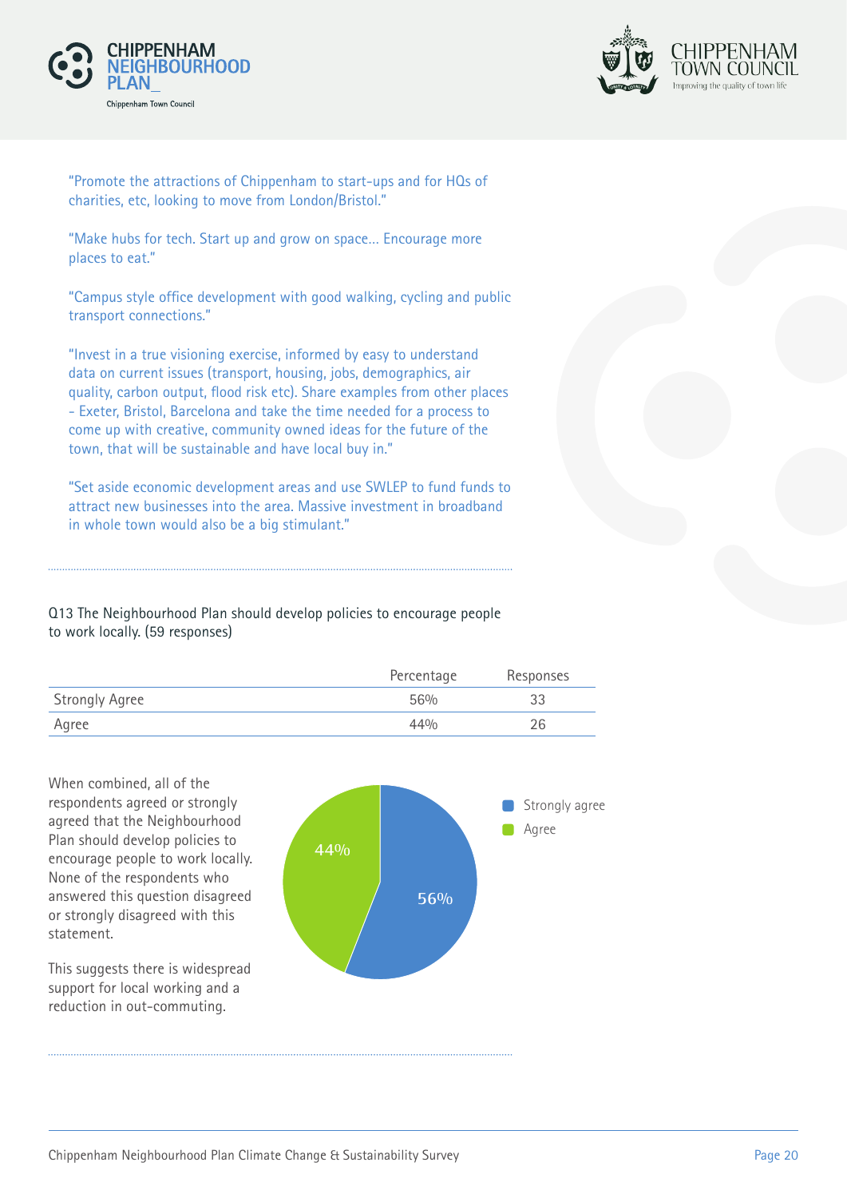"Promote the attractions of Chippenham to start-ups and for HQs of charities, etc, looking to move from London/Bristol."

"Make hubs for tech. Start up and grow on space... Encourage more places to eat."

"Campus style office development with good walking, cycling and public transport connections."

"Invest in a true visioning exercise, informed by easy to understand data on current issues (transport, housing, jobs, demographics, air quality, carbon output, flood risk etc). Share examples from other places - Exeter, Bristol, Barcelona and take the time needed for a process to come up with creative, community owned ideas for the future of the town, that will be sustainable and have local buy in."

"Set aside economic development areas and use SWLEP to fund funds to attract new businesses into the area. Massive investment in broadband in whole town would also be a big stimulant."

---

Q13 The Neighbourhood Plan should develop policies to encourage people to work locally. (59 responses)

| | Percentage | Responses |
|---|---|---|
| Strongly Agree | 56% | 33 |
| Agree | 44% | 26 |

When combined, all of the respondents agreed or strongly agreed that the Neighbourhood Plan should develop policies to encourage people to work locally. None of the respondents who answered this question disagreed or strongly disagreed with this statement.

This suggests there is widespread support for local working and a reduction in out-commuting.

Strongly agree: 56%
Agree: 44%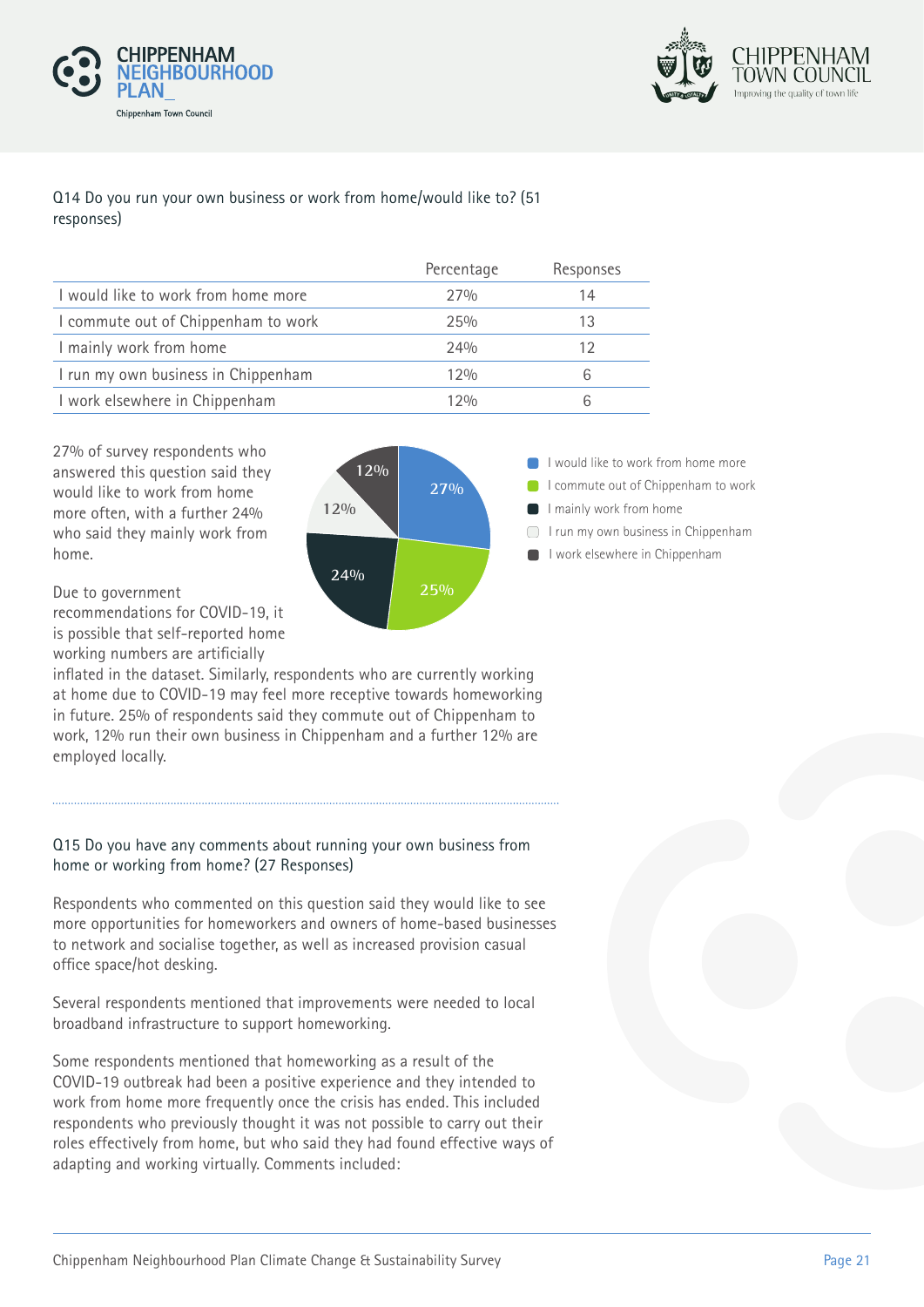Q14 Do you run your own business or work from home/would like to? (51 responses)

| | Percentage | Responses |
|---|---|---|
| I would like to work from home more | 27% | 14 |
| I commute out of Chippenham to work | 25% | 13 |
| I mainly work from home | 24% | 12 |
| I run my own business in Chippenham | 12% | 6 |
| I work elsewhere in Chippenham | 12% | 6 |

27% of survey respondents who answered this question said they would like to work from home more often, with a further 24% who said they mainly work from home.

Due to government recommendations for COVID-19, it is possible that self-reported home working numbers are artificially inflated in the dataset. Similarly, respondents who are currently working at home due to COVID-19 may feel more receptive towards homeworking in future. 25% of respondents said they commute out of Chippenham to work, 12% run their own business in Chippenham and a further 12% are employed locally.

Q15 Do you have any comments about running your own business from home or working from home? (27 Responses)

Respondents who commented on this question said they would like to see more opportunities for homeworkers and owners of home-based businesses to network and socialise together, as well as increased provision casual office space/hot desking.

Several respondents mentioned that improvements were needed to local broadband infrastructure to support homeworking.

Some respondents mentioned that homeworking as a result of the COVID-19 outbreak had been a positive experience and they intended to work from home more frequently once the crisis has ended. This included respondents who previously thought it was not possible to carry out their roles effectively from home, but who said they had found effective ways of adapting and working virtually. Comments included: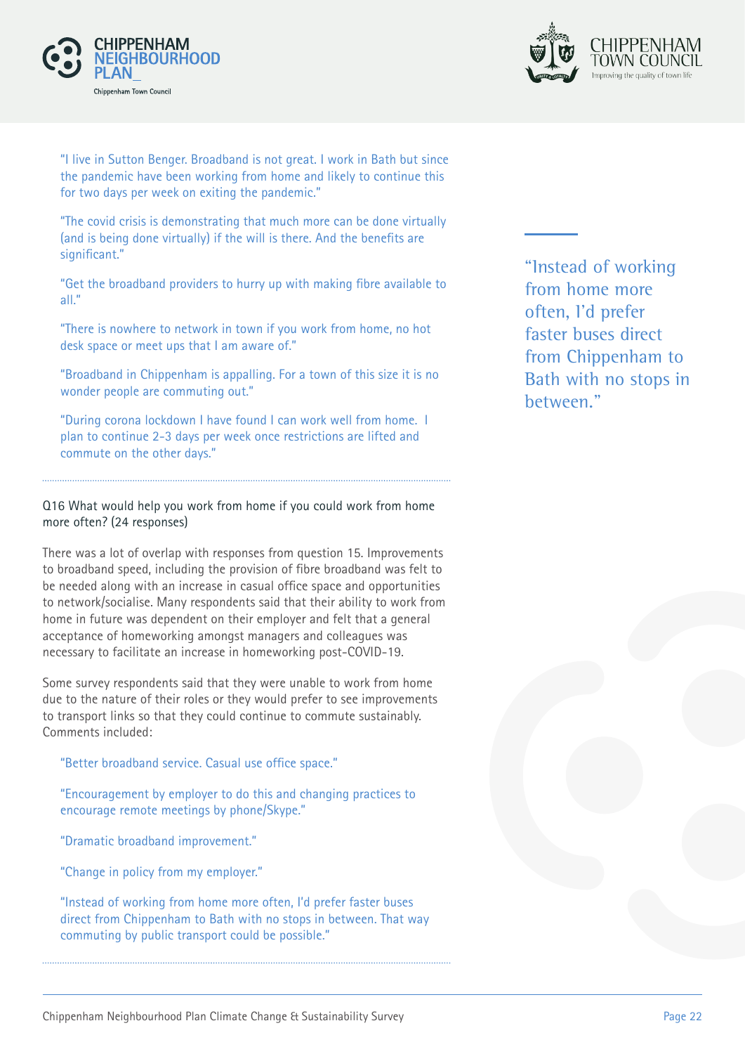"I live in Sutton Benger. Broadband is not great. I work in Bath but since the pandemic have been working from home and likely to continue this for two days per week on exiting the pandemic."

"The covid crisis is demonstrating that much more can be done virtually (and is being done virtually) if the will is there. And the benefits are significant."

"Get the broadband providers to hurry up with making fibre available to all."

"There is nowhere to network in town if you work from home, no hot desk space or meet ups that I am aware of."

"Broadband in Chippenham is appalling. For a town of this size it is no wonder people are commuting out."

"During corona lockdown I have found I can work well from home. I plan to continue 2-3 days per week once restrictions are lifted and commute on the other days."

---

Q16 What would help you work from home if you could work from home more often? (24 responses)

There was a lot of overlap with responses from question 15. Improvements to broadband speed, including the provision of fibre broadband was felt to be needed along with an increase in casual office space and opportunities to network/socialise. Many respondents said that their ability to work from home in future was dependent on their employer and felt that a general acceptance of homeworking amongst managers and colleagues was necessary to facilitate an increase in homeworking post-COVID-19.

Some survey respondents said that they were unable to work from home due to the nature of their roles or they would prefer to see improvements to transport links so that they could continue to commute sustainably. Comments included:

"Better broadband service. Casual use office space."

"Encouragement by employer to do this and changing practices to encourage remote meetings by phone/Skype."

"Dramatic broadband improvement."

"Change in policy from my employer."

"Instead of working from home more often, I'd prefer faster buses direct from Chippenham to Bath with no stops in between. That way commuting by public transport could be possible."

---

> "Instead of working from home more often, I'd prefer faster buses direct from Chippenham to Bath with no stops in between."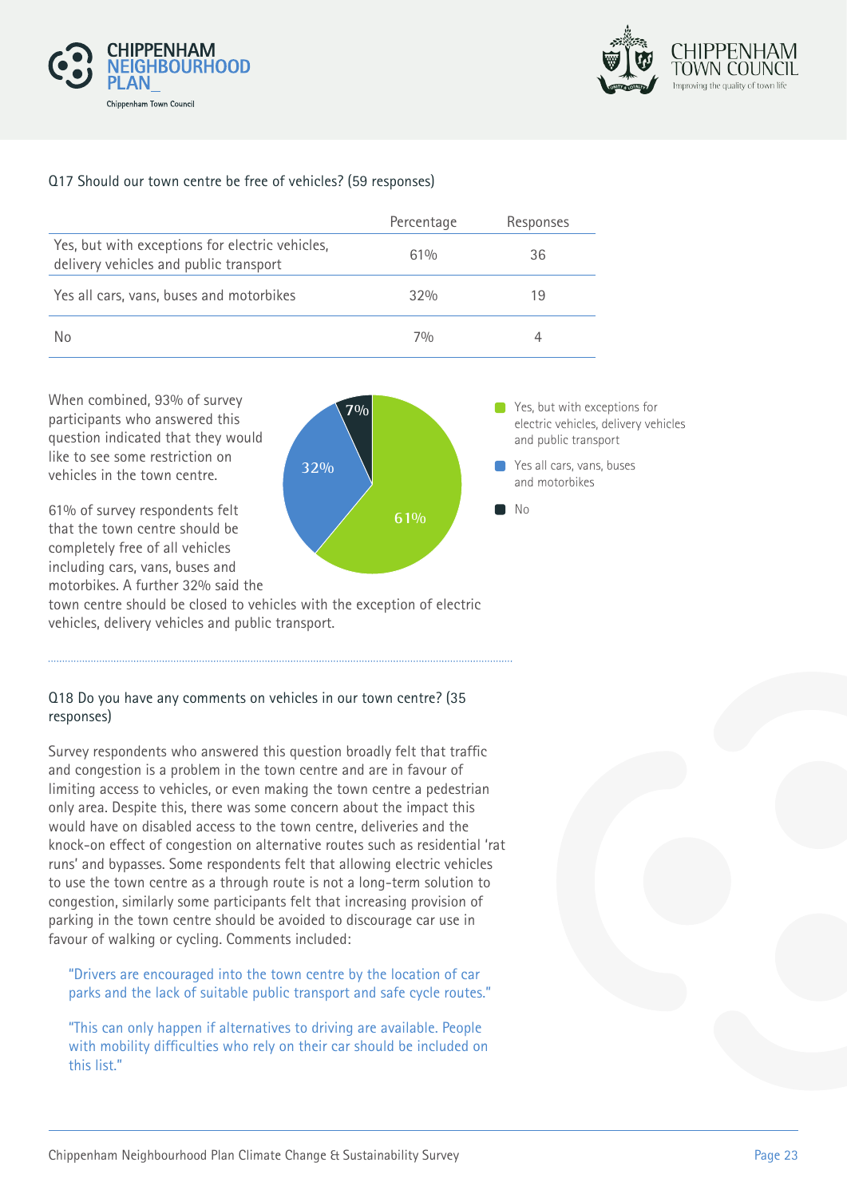Q17 Should our town centre be free of vehicles? (59 responses)

| | Percentage | Responses |
|---|---|---|
| Yes, but with exceptions for electric vehicles, delivery vehicles and public transport | 61% | 36 |
| Yes all cars, vans, buses and motorbikes | 32% | 19 |
| No | 7% | 4 |

When combined, 93% of survey participants who answered this question indicated that they would like to see some restriction on vehicles in the town centre.

61% of survey respondents felt that the town centre should be completely free of all vehicles including cars, vans, buses and motorbikes. A further 32% said the town centre should be closed to vehicles with the exception of electric vehicles, delivery vehicles and public transport.

Q18 Do you have any comments on vehicles in our town centre? (35 responses)

Survey respondents who answered this question broadly felt that traffic and congestion is a problem in the town centre and are in favour of limiting access to vehicles, or even making the town centre a pedestrian only area. Despite this, there was some concern about the impact this would have on disabled access to the town centre, deliveries and the knock-on effect of congestion on alternative routes such as residential 'rat runs' and bypasses. Some respondents felt that allowing electric vehicles to use the town centre as a through route is not a long-term solution to congestion, similarly some participants felt that increasing provision of parking in the town centre should be avoided to discourage car use in favour of walking or cycling. Comments included:

> "Drivers are encouraged into the town centre by the location of car parks and the lack of suitable public transport and safe cycle routes."

> "This can only happen if alternatives to driving are available. People with mobility difficulties who rely on their car should be included on this list."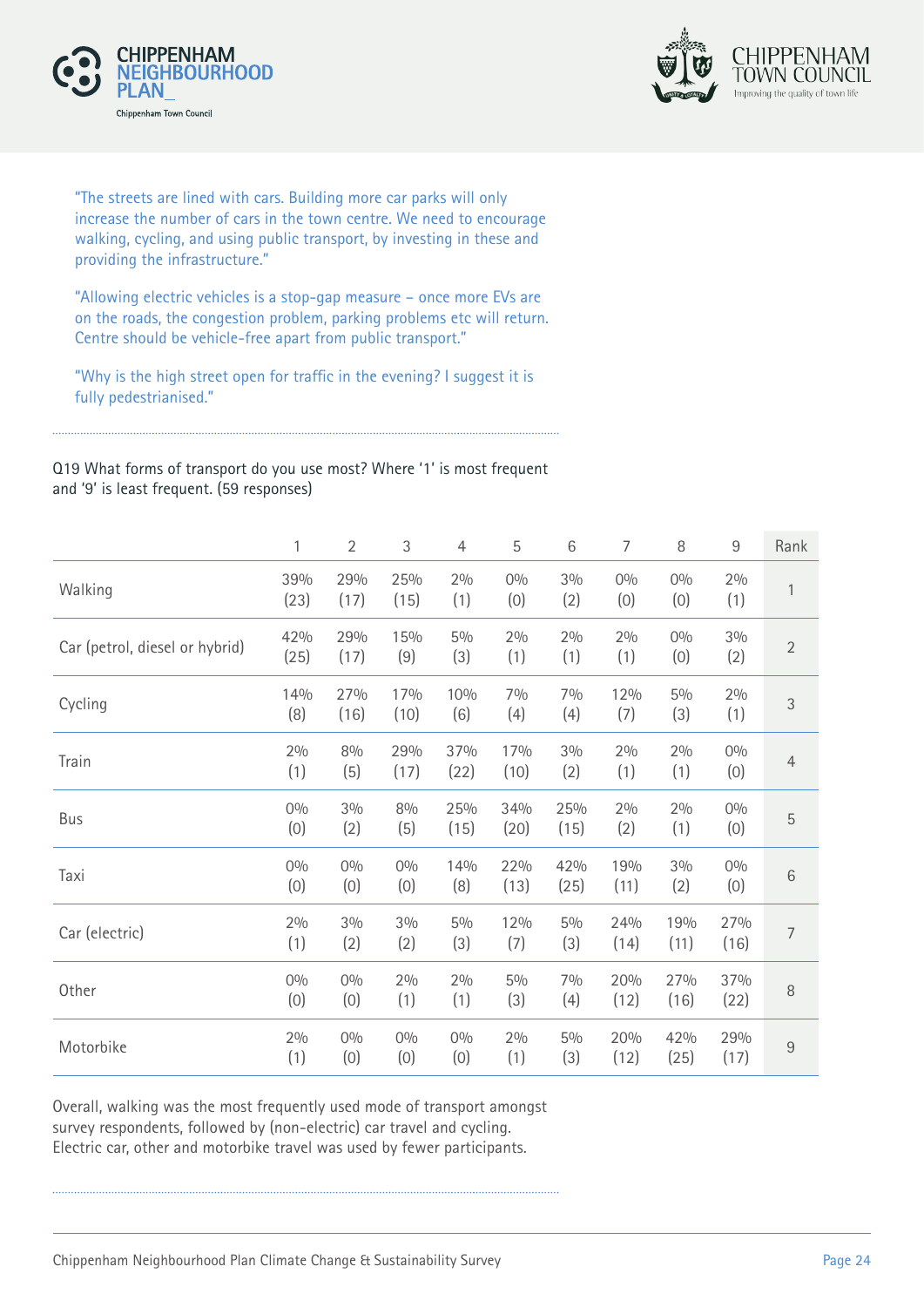"The streets are lined with cars. Building more car parks will only increase the number of cars in the town centre. We need to encourage walking, cycling, and using public transport, by investing in these and providing the infrastructure."

"Allowing electric vehicles is a stop-gap measure – once more EVs are on the roads, the congestion problem, parking problems etc will return. Centre should be vehicle-free apart from public transport."

"Why is the high street open for traffic in the evening? I suggest it is fully pedestrianised."

Q19 What forms of transport do you use most? Where '1' is most frequent and '9' is least frequent. (59 responses)

| | 1 | 2 | 3 | 4 | 5 | 6 | 7 | 8 | 9 | Rank |
|---|---|---|---|---|---|---|---|---|---|---|
| Walking | 39% (23) | 29% (17) | 25% (15) | 2% (1) | 0% (0) | 3% (2) | 0% (0) | 0% (0) | 2% (1) | 1 |
| Car (petrol, diesel or hybrid) | 42% (25) | 29% (17) | 15% (9) | 5% (3) | 2% (1) | 2% (1) | 2% (1) | 0% (0) | 3% (2) | 2 |
| Cycling | 14% (8) | 27% (16) | 17% (10) | 10% (6) | 7% (4) | 7% (4) | 12% (7) | 5% (3) | 2% (1) | 3 |
| Train | 2% (1) | 8% (5) | 29% (17) | 37% (22) | 17% (10) | 3% (2) | 2% (1) | 2% (1) | 0% (0) | 4 |
| Bus | 0% (0) | 3% (2) | 8% (5) | 25% (15) | 34% (20) | 25% (15) | 2% (2) | 2% (1) | 0% (0) | 5 |
| Taxi | 0% (0) | 0% (0) | 0% (0) | 14% (8) | 22% (13) | 42% (25) | 19% (11) | 3% (2) | 0% (0) | 6 |
| Car (electric) | 2% (1) | 3% (2) | 3% (2) | 5% (3) | 12% (7) | 5% (3) | 24% (14) | 19% (11) | 27% (16) | 7 |
| Other | 0% (0) | 0% (0) | 2% (1) | 2% (1) | 5% (3) | 7% (4) | 20% (12) | 27% (16) | 37% (22) | 8 |
| Motorbike | 2% (1) | 0% (0) | 0% (0) | 0% (0) | 2% (1) | 5% (3) | 20% (12) | 42% (25) | 29% (17) | 9 |

Overall, walking was the most frequently used mode of transport amongst survey respondents, followed by (non-electric) car travel and cycling. Electric car, other and motorbike travel was used by fewer participants.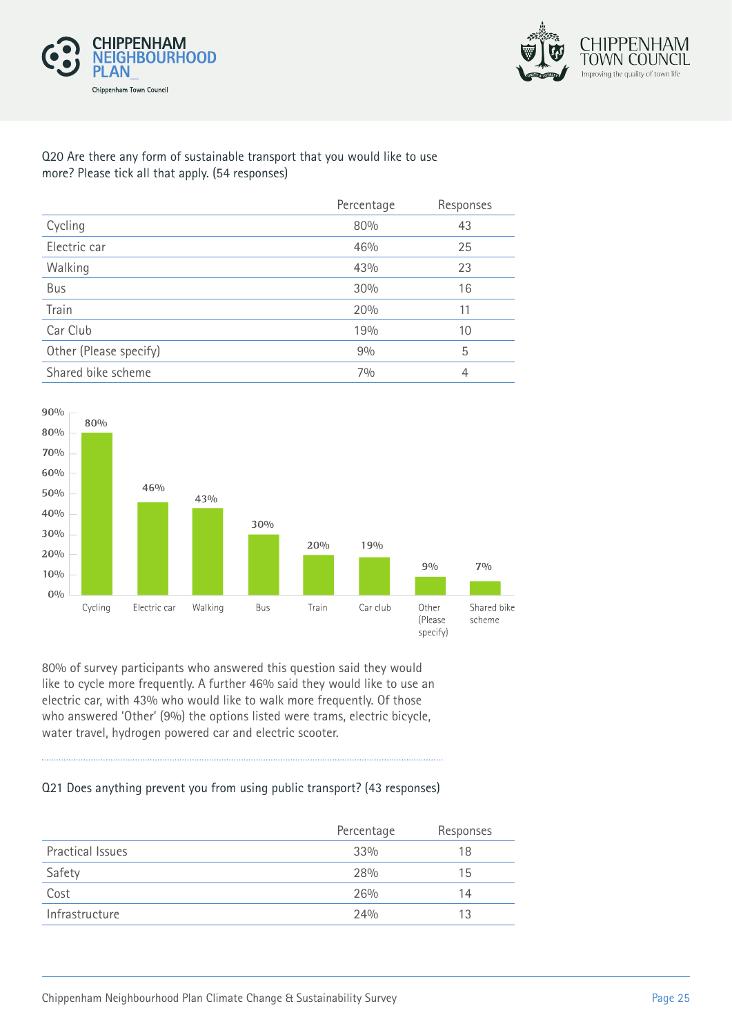Q20 Are there any form of sustainable transport that you would like to use more? Please tick all that apply. (54 responses)

| | Percentage | Responses |
|---|---|---|
| Cycling | 80% | 43 |
| Electric car | 46% | 25 |
| Walking | 43% | 23 |
| Bus | 30% | 16 |
| Train | 20% | 11 |
| Car Club | 19% | 10 |
| Other (Please specify) | 9% | 5 |
| Shared bike scheme | 7% | 4 |

80% of survey participants who answered this question said they would like to cycle more frequently. A further 46% said they would like to use an electric car, with 43% who would like to walk more frequently. Of those who answered 'Other' (9%) the options listed were trams, electric bicycle, water travel, hydrogen powered car and electric scooter.

Q21 Does anything prevent you from using public transport? (43 responses)

| | Percentage | Responses |
|---|---|---|
| Practical Issues | 33% | 18 |
| Safety | 28% | 15 |
| Cost | 26% | 14 |
| Infrastructure | 24% | 13 |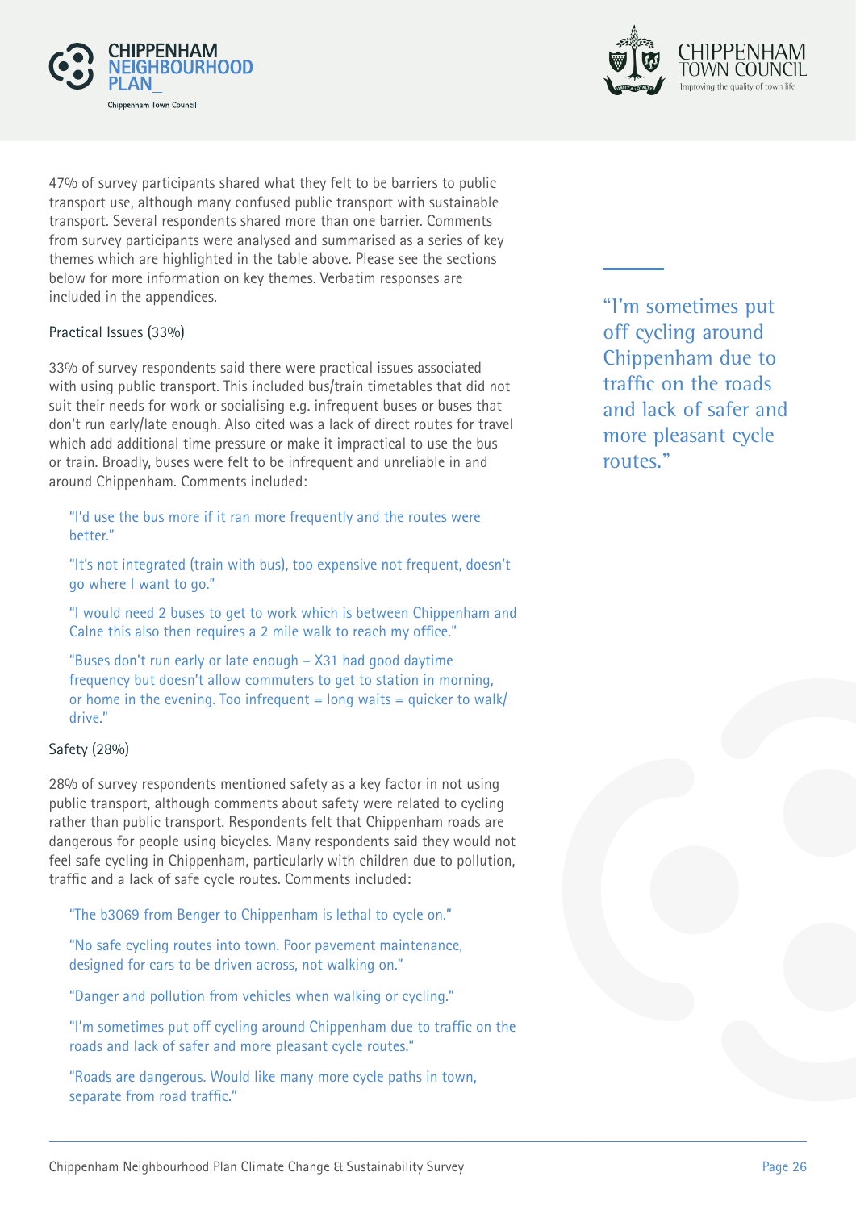47% of survey participants shared what they felt to be barriers to public transport use, although many confused public transport with sustainable transport. Several respondents shared more than one barrier. Comments from survey participants were analysed and summarised as a series of key themes which are highlighted in the table above. Please see the sections below for more information on key themes. Verbatim responses are included in the appendices.

> "I'm sometimes put off cycling around Chippenham due to traffic on the roads and lack of safer and more pleasant cycle routes."

### Practical Issues (33%)

33% of survey respondents said there were practical issues associated with using public transport. This included bus/train timetables that did not suit their needs for work or socialising e.g. infrequent buses or buses that don't run early/late enough. Also cited was a lack of direct routes for travel which add additional time pressure or make it impractical to use the bus or train. Broadly, buses were felt to be infrequent and unreliable in and around Chippenham. Comments included:

> "I'd use the bus more if it ran more frequently and the routes were better."

> "It's not integrated (train with bus), too expensive not frequent, doesn't go where I want to go."

> "I would need 2 buses to get to work which is between Chippenham and Calne this also then requires a 2 mile walk to reach my office."

> "Buses don't run early or late enough – X31 had good daytime frequency but doesn't allow commuters to get to station in morning, or home in the evening. Too infrequent = long waits = quicker to walk/drive."

### Safety (28%)

28% of survey respondents mentioned safety as a key factor in not using public transport, although comments about safety were related to cycling rather than public transport. Respondents felt that Chippenham roads are dangerous for people using bicycles. Many respondents said they would not feel safe cycling in Chippenham, particularly with children due to pollution, traffic and a lack of safe cycle routes. Comments included:

> "The b3069 from Benger to Chippenham is lethal to cycle on."

> "No safe cycling routes into town. Poor pavement maintenance, designed for cars to be driven across, not walking on."

> "Danger and pollution from vehicles when walking or cycling."

> "I'm sometimes put off cycling around Chippenham due to traffic on the roads and lack of safer and more pleasant cycle routes."

> "Roads are dangerous. Would like many more cycle paths in town, separate from road traffic."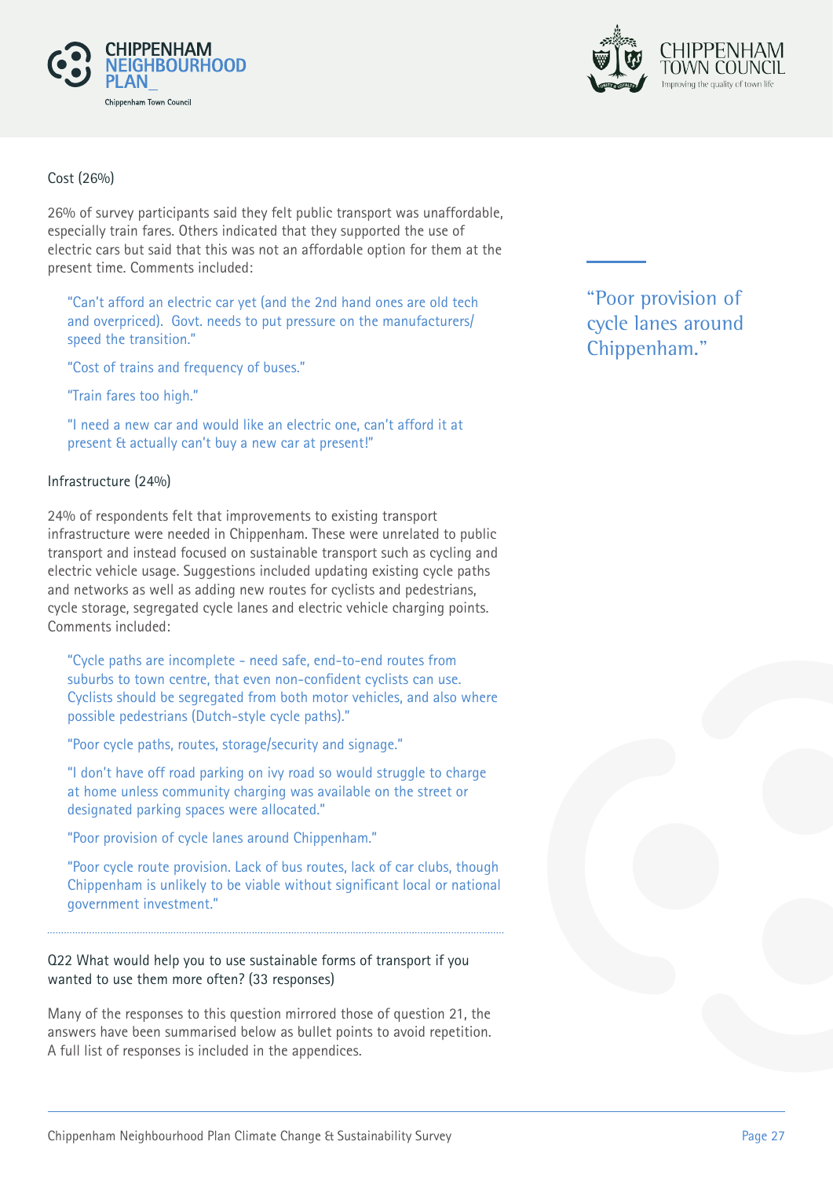Cost (26%)

26% of survey participants said they felt public transport was unaffordable, especially train fares. Others indicated that they supported the use of electric cars but said that this was not an affordable option for them at the present time. Comments included:

> "Can't afford an electric car yet (and the 2nd hand ones are old tech and overpriced). Govt. needs to put pressure on the manufacturers/ speed the transition."
>
> "Cost of trains and frequency of buses."
>
> "Train fares too high."
>
> "I need a new car and would like an electric one, can't afford it at present & actually can't buy a new car at present!"

> "Poor provision of cycle lanes around Chippenham."

Infrastructure (24%)

24% of respondents felt that improvements to existing transport infrastructure were needed in Chippenham. These were unrelated to public transport and instead focused on sustainable transport such as cycling and electric vehicle usage. Suggestions included updating existing cycle paths and networks as well as adding new routes for cyclists and pedestrians, cycle storage, segregated cycle lanes and electric vehicle charging points. Comments included:

> "Cycle paths are incomplete - need safe, end-to-end routes from suburbs to town centre, that even non-confident cyclists can use. Cyclists should be segregated from both motor vehicles, and also where possible pedestrians (Dutch-style cycle paths)."
>
> "Poor cycle paths, routes, storage/security and signage."
>
> "I don't have off road parking on ivy road so would struggle to charge at home unless community charging was available on the street or designated parking spaces were allocated."
>
> "Poor provision of cycle lanes around Chippenham."
>
> "Poor cycle route provision. Lack of bus routes, lack of car clubs, though Chippenham is unlikely to be viable without significant local or national government investment."

---

Q22 What would help you to use sustainable forms of transport if you wanted to use them more often? (33 responses)

Many of the responses to this question mirrored those of question 21, the answers have been summarised below as bullet points to avoid repetition. A full list of responses is included in the appendices.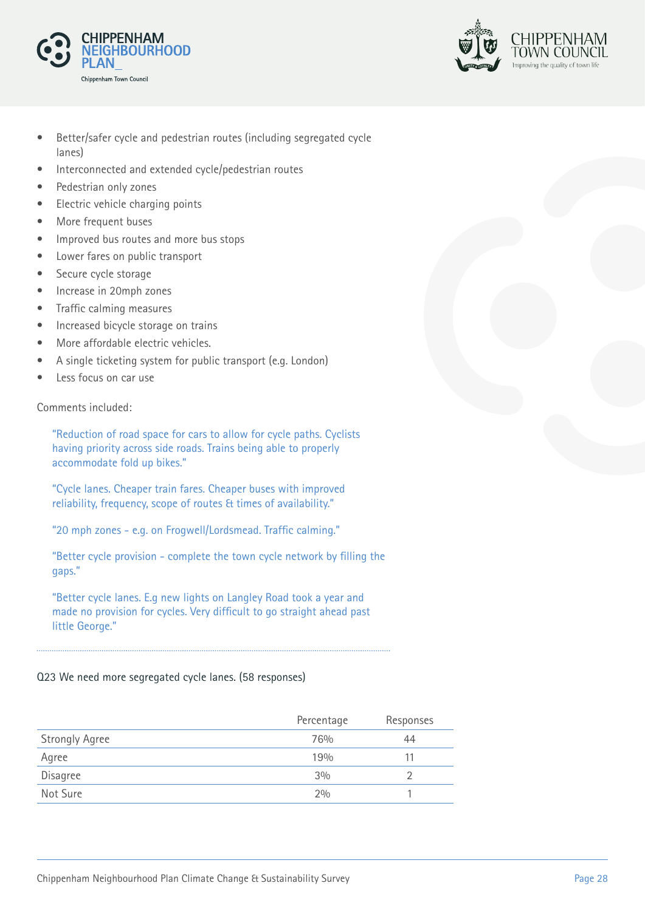- Better/safer cycle and pedestrian routes (including segregated cycle lanes)
- Interconnected and extended cycle/pedestrian routes
- Pedestrian only zones
- Electric vehicle charging points
- More frequent buses
- Improved bus routes and more bus stops
- Lower fares on public transport
- Secure cycle storage
- Increase in 20mph zones
- Traffic calming measures
- Increased bicycle storage on trains
- More affordable electric vehicles.
- A single ticketing system for public transport (e.g. London)
- Less focus on car use

Comments included:

> "Reduction of road space for cars to allow for cycle paths. Cyclists having priority across side roads. Trains being able to properly accommodate fold up bikes."

> "Cycle lanes. Cheaper train fares. Cheaper buses with improved reliability, frequency, scope of routes & times of availability."

> "20 mph zones - e.g. on Frogwell/Lordsmead. Traffic calming."

> "Better cycle provision - complete the town cycle network by filling the gaps."

> "Better cycle lanes. E.g new lights on Langley Road took a year and made no provision for cycles. Very difficult to go straight ahead past little George."

Q23 We need more segregated cycle lanes. (58 responses)

| | Percentage | Responses |
|---|---|---|
| Strongly Agree | 76% | 44 |
| Agree | 19% | 11 |
| Disagree | 3% | 2 |
| Not Sure | 2% | 1 |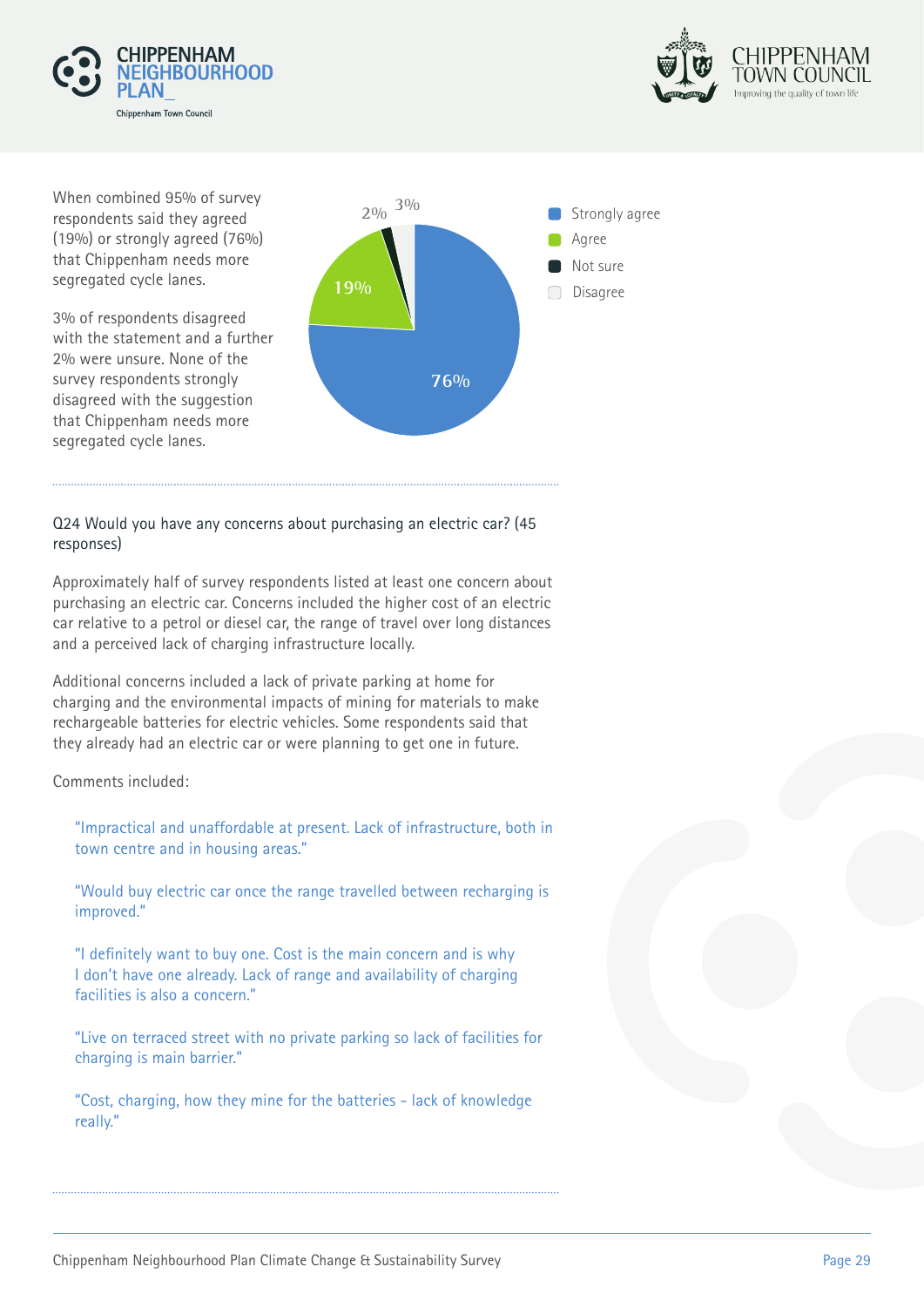When combined 95% of survey respondents said they agreed (19%) or strongly agreed (76%) that Chippenham needs more segregated cycle lanes.

3% of respondents disagreed with the statement and a further 2% were unsure. None of the survey respondents strongly disagreed with the suggestion that Chippenham needs more segregated cycle lanes.

| Response | Percentage |
| --- | --- |
| Strongly agree | 76% |
| Agree | 19% |
| Not sure | 2% |
| Disagree | 3% |

Q24 Would you have any concerns about purchasing an electric car? (45 responses)

Approximately half of survey respondents listed at least one concern about purchasing an electric car. Concerns included the higher cost of an electric car relative to a petrol or diesel car, the range of travel over long distances and a perceived lack of charging infrastructure locally.

Additional concerns included a lack of private parking at home for charging and the environmental impacts of mining for materials to make rechargeable batteries for electric vehicles. Some respondents said that they already had an electric car or were planning to get one in future.

Comments included:

> "Impractical and unaffordable at present. Lack of infrastructure, both in town centre and in housing areas."

> "Would buy electric car once the range travelled between recharging is improved."

> "I definitely want to buy one. Cost is the main concern and is why I don't have one already. Lack of range and availability of charging facilities is also a concern."

> "Live on terraced street with no private parking so lack of facilities for charging is main barrier."

> "Cost, charging, how they mine for the batteries - lack of knowledge really."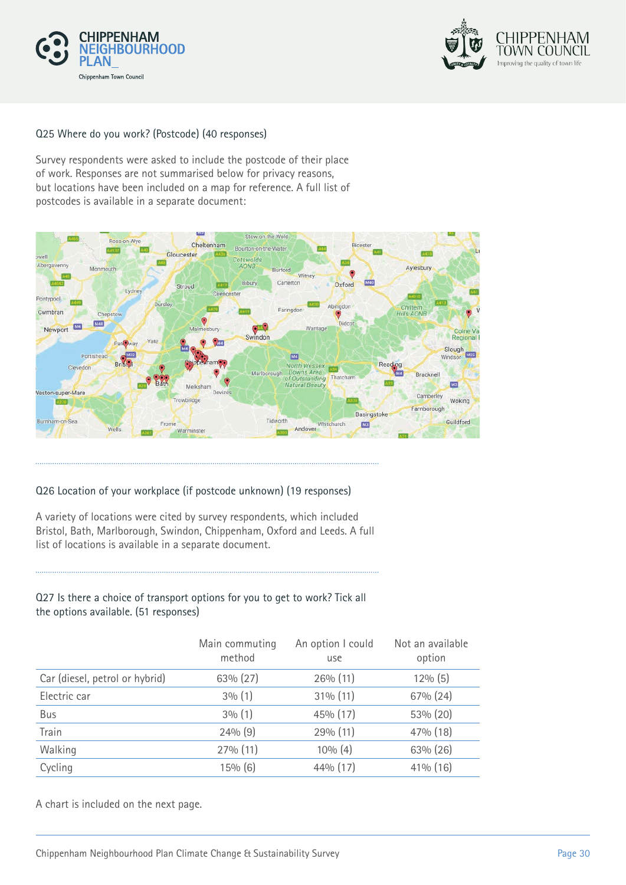Q25 Where do you work? (Postcode) (40 responses)

Survey respondents were asked to include the postcode of their place of work. Responses are not summarised below for privacy reasons, but locations have been included on a map for reference. A full list of postcodes is available in a separate document:

Q26 Location of your workplace (if postcode unknown) (19 responses)

A variety of locations were cited by survey respondents, which included Bristol, Bath, Marlborough, Swindon, Chippenham, Oxford and Leeds. A full list of locations is available in a separate document.

Q27 Is there a choice of transport options for you to get to work? Tick all the options available. (51 responses)

| | Main commuting method | An option I could use | Not an available option |
|---|---|---|---|
| Car (diesel, petrol or hybrid) | 63% (27) | 26% (11) | 12% (5) |
| Electric car | 3% (1) | 31% (11) | 67% (24) |
| Bus | 3% (1) | 45% (17) | 53% (20) |
| Train | 24% (9) | 29% (11) | 47% (18) |
| Walking | 27% (11) | 10% (4) | 63% (26) |
| Cycling | 15% (6) | 44% (17) | 41% (16) |

A chart is included on the next page.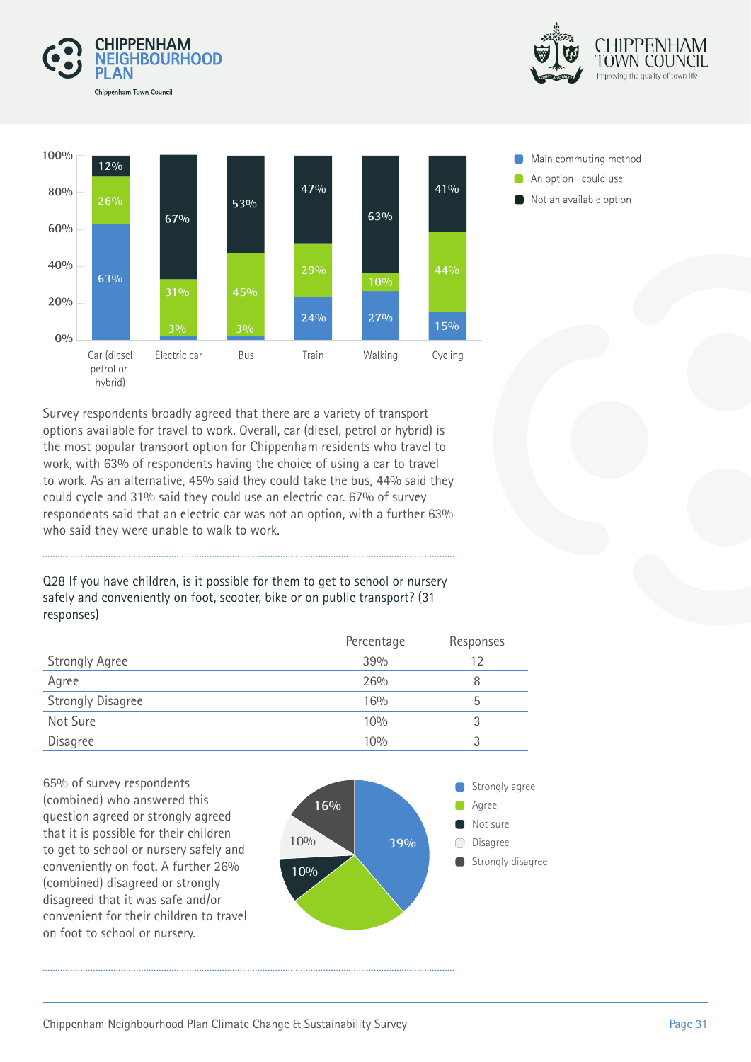Survey respondents broadly agreed that there are a variety of transport options available for travel to work. Overall, car (diesel, petrol or hybrid) is the most popular transport option for Chippenham residents who travel to work, with 63% of respondents having the choice of using a car to travel to work. As an alternative, 45% said they could take the bus, 44% said they could cycle and 31% said they could use an electric car. 67% of survey respondents said that an electric car was not an option, with a further 63% who said they were unable to walk to work.

Q28 If you have children, is it possible for them to get to school or nursery safely and conveniently on foot, scooter, bike or on public transport? (31 responses)

| | Percentage | Responses |
|---|---|---|
| Strongly Agree | 39% | 12 |
| Agree | 26% | 8 |
| Strongly Disagree | 16% | 5 |
| Not Sure | 10% | 3 |
| Disagree | 10% | 3 |

65% of survey respondents (combined) who answered this question agreed or strongly agreed that it is possible for their children to get to school or nursery safely and conveniently on foot. A further 26% (combined) disagreed or strongly disagreed that it was safe and/or convenient for their children to travel on foot to school or nursery.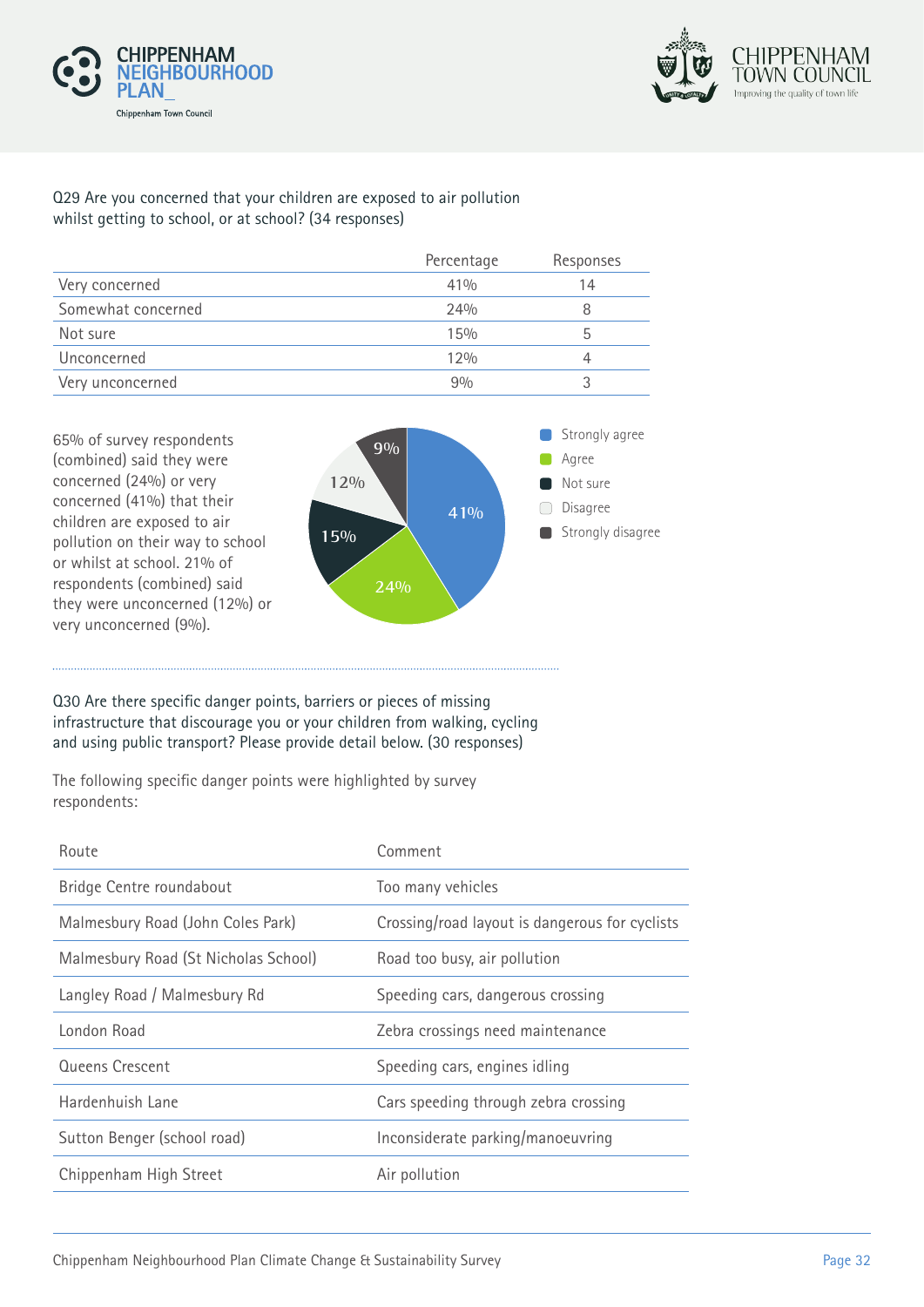Q29 Are you concerned that your children are exposed to air pollution whilst getting to school, or at school? (34 responses)

| | Percentage | Responses |
|---|---|---|
| Very concerned | 41% | 14 |
| Somewhat concerned | 24% | 8 |
| Not sure | 15% | 5 |
| Unconcerned | 12% | 4 |
| Very unconcerned | 9% | 3 |

65% of survey respondents (combined) said they were concerned (24%) or very concerned (41%) that their children are exposed to air pollution on their way to school or whilst at school. 21% of respondents (combined) said they were unconcerned (12%) or very unconcerned (9%).

Q30 Are there specific danger points, barriers or pieces of missing infrastructure that discourage you or your children from walking, cycling and using public transport? Please provide detail below. (30 responses)

The following specific danger points were highlighted by survey respondents:

| Route | Comment |
|---|---|
| Bridge Centre roundabout | Too many vehicles |
| Malmesbury Road (John Coles Park) | Crossing/road layout is dangerous for cyclists |
| Malmesbury Road (St Nicholas School) | Road too busy, air pollution |
| Langley Road / Malmesbury Rd | Speeding cars, dangerous crossing |
| London Road | Zebra crossings need maintenance |
| Queens Crescent | Speeding cars, engines idling |
| Hardenhuish Lane | Cars speeding through zebra crossing |
| Sutton Benger (school road) | Inconsiderate parking/manoeuvring |
| Chippenham High Street | Air pollution |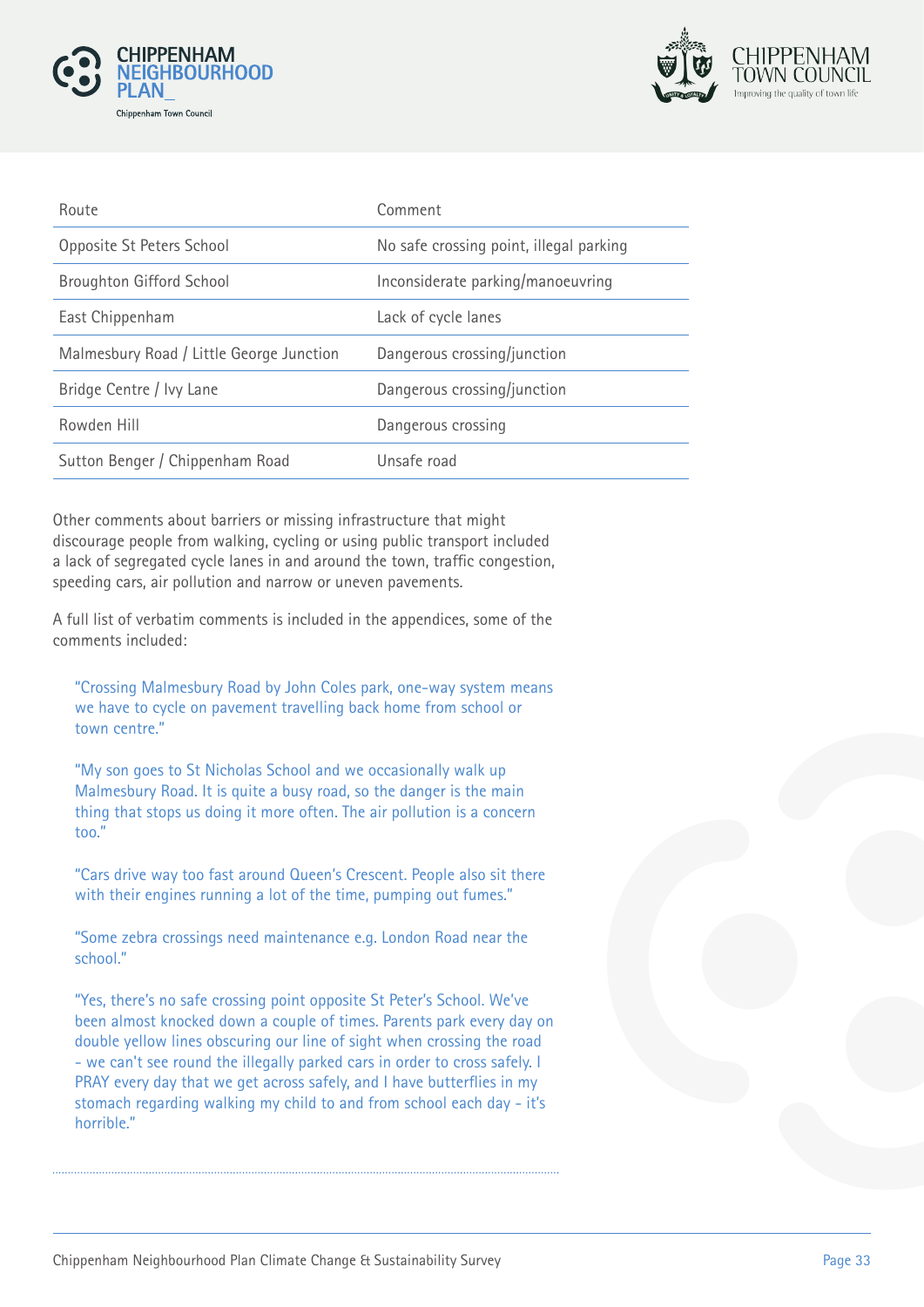| Route | Comment |
|---|---|
| Opposite St Peters School | No safe crossing point, illegal parking |
| Broughton Gifford School | Inconsiderate parking/manoeuvring |
| East Chippenham | Lack of cycle lanes |
| Malmesbury Road / Little George Junction | Dangerous crossing/junction |
| Bridge Centre / Ivy Lane | Dangerous crossing/junction |
| Rowden Hill | Dangerous crossing |
| Sutton Benger / Chippenham Road | Unsafe road |

Other comments about barriers or missing infrastructure that might discourage people from walking, cycling or using public transport included a lack of segregated cycle lanes in and around the town, traffic congestion, speeding cars, air pollution and narrow or uneven pavements.

A full list of verbatim comments is included in the appendices, some of the comments included:

> "Crossing Malmesbury Road by John Coles park, one-way system means we have to cycle on pavement travelling back home from school or town centre."

> "My son goes to St Nicholas School and we occasionally walk up Malmesbury Road. It is quite a busy road, so the danger is the main thing that stops us doing it more often. The air pollution is a concern too."

> "Cars drive way too fast around Queen's Crescent. People also sit there with their engines running a lot of the time, pumping out fumes."

> "Some zebra crossings need maintenance e.g. London Road near the school."

> "Yes, there's no safe crossing point opposite St Peter's School. We've been almost knocked down a couple of times. Parents park every day on double yellow lines obscuring our line of sight when crossing the road - we can't see round the illegally parked cars in order to cross safely. I PRAY every day that we get across safely, and I have butterflies in my stomach regarding walking my child to and from school each day - it's horrible."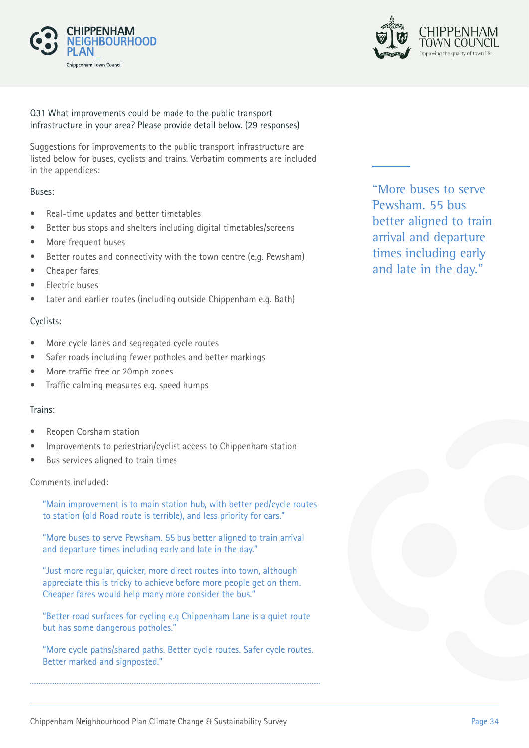Q31 What improvements could be made to the public transport infrastructure in your area? Please provide detail below. (29 responses)

Suggestions for improvements to the public transport infrastructure are listed below for buses, cyclists and trains. Verbatim comments are included in the appendices:

Buses:

- Real-time updates and better timetables
- Better bus stops and shelters including digital timetables/screens
- More frequent buses
- Better routes and connectivity with the town centre (e.g. Pewsham)
- Cheaper fares
- Electric buses
- Later and earlier routes (including outside Chippenham e.g. Bath)

Cyclists:

- More cycle lanes and segregated cycle routes
- Safer roads including fewer potholes and better markings
- More traffic free or 20mph zones
- Traffic calming measures e.g. speed humps

Trains:

- Reopen Corsham station
- Improvements to pedestrian/cyclist access to Chippenham station
- Bus services aligned to train times

Comments included:

> "Main improvement is to main station hub, with better ped/cycle routes to station (old Road route is terrible), and less priority for cars."

> "More buses to serve Pewsham. 55 bus better aligned to train arrival and departure times including early and late in the day."

> "Just more regular, quicker, more direct routes into town, although appreciate this is tricky to achieve before more people get on them. Cheaper fares would help many more consider the bus."

> "Better road surfaces for cycling e.g Chippenham Lane is a quiet route but has some dangerous potholes."

> "More cycle paths/shared paths. Better cycle routes. Safer cycle routes. Better marked and signposted."

> "More buses to serve Pewsham. 55 bus better aligned to train arrival and departure times including early and late in the day."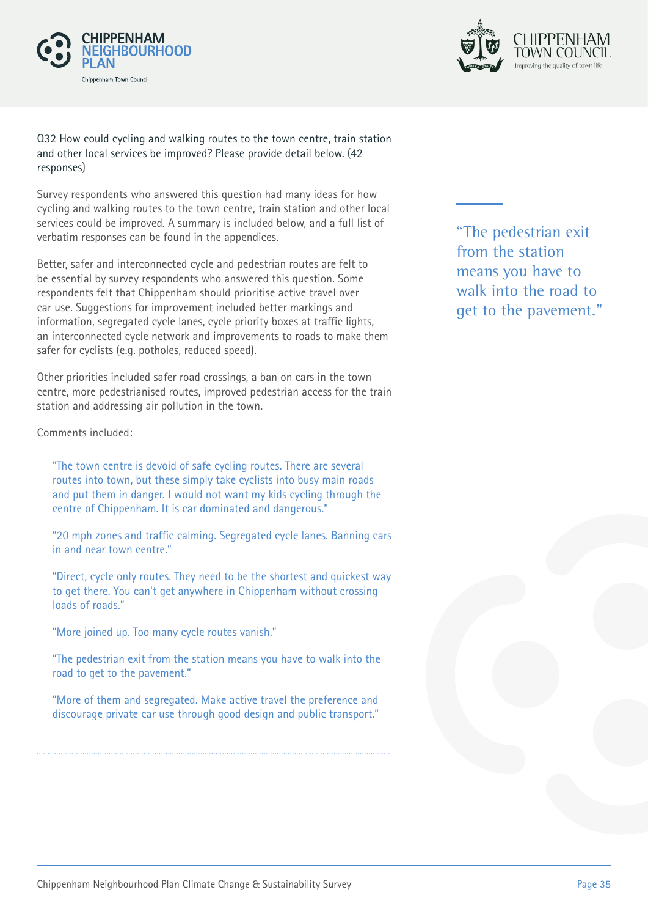Q32 How could cycling and walking routes to the town centre, train station and other local services be improved? Please provide detail below. (42 responses)

Survey respondents who answered this question had many ideas for how cycling and walking routes to the town centre, train station and other local services could be improved. A summary is included below, and a full list of verbatim responses can be found in the appendices.

Better, safer and interconnected cycle and pedestrian routes are felt to be essential by survey respondents who answered this question. Some respondents felt that Chippenham should prioritise active travel over car use. Suggestions for improvement included better markings and information, segregated cycle lanes, cycle priority boxes at traffic lights, an interconnected cycle network and improvements to roads to make them safer for cyclists (e.g. potholes, reduced speed).

Other priorities included safer road crossings, a ban on cars in the town centre, more pedestrianised routes, improved pedestrian access for the train station and addressing air pollution in the town.

Comments included:

> "The town centre is devoid of safe cycling routes. There are several routes into town, but these simply take cyclists into busy main roads and put them in danger. I would not want my kids cycling through the centre of Chippenham. It is car dominated and dangerous."

> "20 mph zones and traffic calming. Segregated cycle lanes. Banning cars in and near town centre."

> "Direct, cycle only routes. They need to be the shortest and quickest way to get there. You can't get anywhere in Chippenham without crossing loads of roads."

> "More joined up. Too many cycle routes vanish."

> "The pedestrian exit from the station means you have to walk into the road to get to the pavement."

> "More of them and segregated. Make active travel the preference and discourage private car use through good design and public transport."

> "The pedestrian exit from the station means you have to walk into the road to get to the pavement."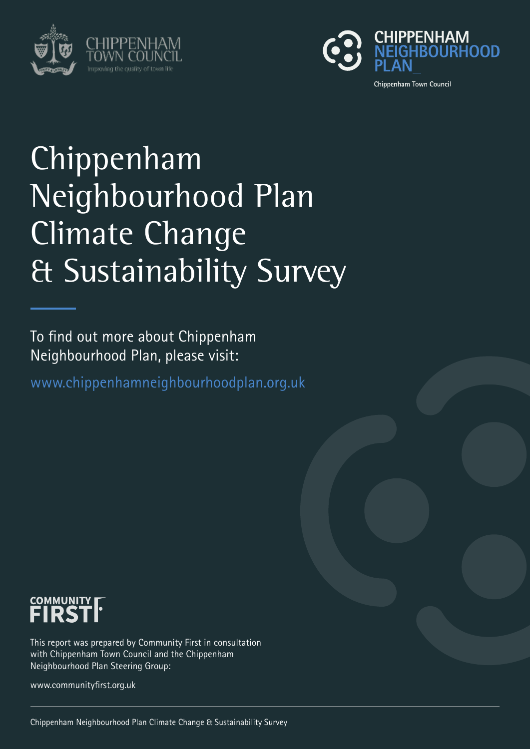CHIPPENHAM TOWN COUNCIL

Improving the quality of town life

CHIPPENHAM NEIGHBOURHOOD PLAN_

Chippenham Town Council

# Chippenham Neighbourhood Plan Climate Change & Sustainability Survey

To find out more about Chippenham Neighbourhood Plan, please visit:

www.chippenhamneighbourhoodplan.org.uk

COMMUNITY FIRST

This report was prepared by Community First in consultation with Chippenham Town Council and the Chippenham Neighbourhood Plan Steering Group:

www.communityfirst.org.uk